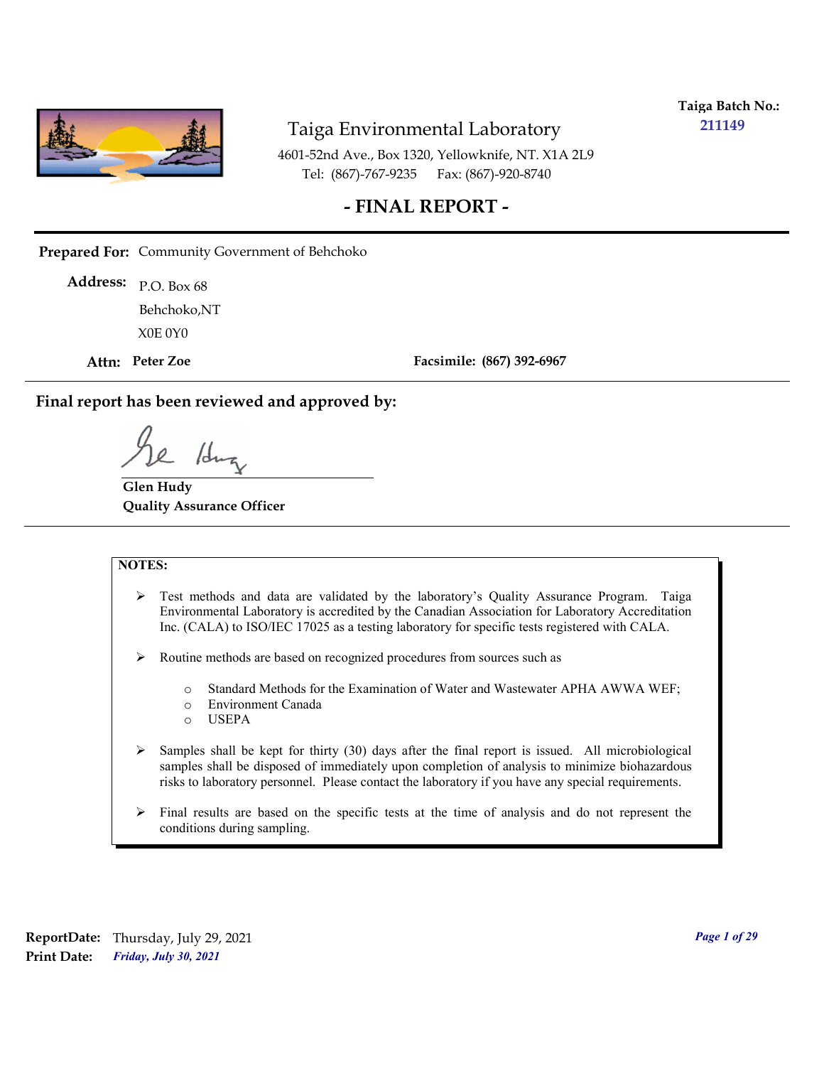**Taiga Batch No.:**
**211149**

# Taiga Environmental Laboratory

4601-52nd Ave., Box 1320, Yellowknife, NT. X1A 2L9
Tel: (867)-767-9235 Fax: (867)-920-8740

## - FINAL REPORT -

**Prepared For:** Community Government of Behchoko

**Address:** P.O. Box 68
Behchoko,NT
X0E 0Y0

**Attn: Peter Zoe** **Facsimile: (867) 392-6967**

**Final report has been reviewed and approved by:**

**Glen Hudy**
**Quality Assurance Officer**

**NOTES:**

- Test methods and data are validated by the laboratory's Quality Assurance Program. Taiga Environmental Laboratory is accredited by the Canadian Association for Laboratory Accreditation Inc. (CALA) to ISO/IEC 17025 as a testing laboratory for specific tests registered with CALA.
- Routine methods are based on recognized procedures from sources such as
  - Standard Methods for the Examination of Water and Wastewater APHA AWWA WEF;
  - Environment Canada
  - USEPA
- Samples shall be kept for thirty (30) days after the final report is issued. All microbiological samples shall be disposed of immediately upon completion of analysis to minimize biohazardous risks to laboratory personnel. Please contact the laboratory if you have any special requirements.
- Final results are based on the specific tests at the time of analysis and do not represent the conditions during sampling.

**ReportDate:** Thursday, July 29, 2021
**Print Date:** *Friday, July 30, 2021*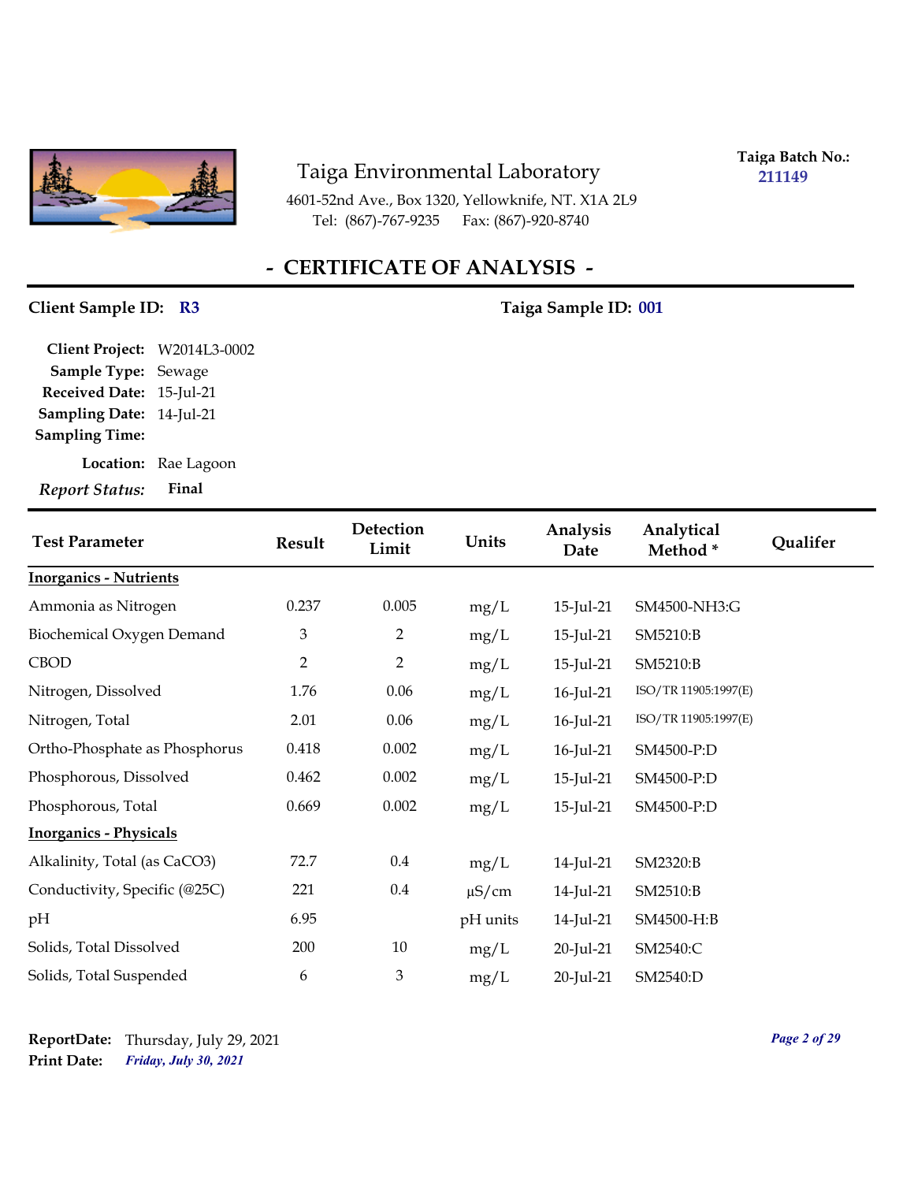# Taiga Environmental Laboratory

4601-52nd Ave., Box 1320, Yellowknife, NT. X1A 2L9
Tel: (867)-767-9235 Fax: (867)-920-8740

**Taiga Batch No.:** 211149

## - CERTIFICATE OF ANALYSIS -

**Client Sample ID:** R3 **Taiga Sample ID:** 001

**Client Project:** W2014L3-0002
**Sample Type:** Sewage
**Received Date:** 15-Jul-21
**Sampling Date:** 14-Jul-21
**Sampling Time:**
**Location:** Rae Lagoon
***Report Status:*** **Final**

| Test Parameter | Result | Detection Limit | Units | Analysis Date | Analytical Method * | Qualifer |
|---|---|---|---|---|---|---|
| **Inorganics - Nutrients** | | | | | | |
| Ammonia as Nitrogen | 0.237 | 0.005 | mg/L | 15-Jul-21 | SM4500-NH3:G | |
| Biochemical Oxygen Demand | 3 | 2 | mg/L | 15-Jul-21 | SM5210:B | |
| CBOD | 2 | 2 | mg/L | 15-Jul-21 | SM5210:B | |
| Nitrogen, Dissolved | 1.76 | 0.06 | mg/L | 16-Jul-21 | ISO/TR 11905:1997(E) | |
| Nitrogen, Total | 2.01 | 0.06 | mg/L | 16-Jul-21 | ISO/TR 11905:1997(E) | |
| Ortho-Phosphate as Phosphorus | 0.418 | 0.002 | mg/L | 16-Jul-21 | SM4500-P:D | |
| Phosphorous, Dissolved | 0.462 | 0.002 | mg/L | 15-Jul-21 | SM4500-P:D | |
| Phosphorous, Total | 0.669 | 0.002 | mg/L | 15-Jul-21 | SM4500-P:D | |
| **Inorganics - Physicals** | | | | | | |
| Alkalinity, Total (as CaCO3) | 72.7 | 0.4 | mg/L | 14-Jul-21 | SM2320:B | |
| Conductivity, Specific (@25C) | 221 | 0.4 | µS/cm | 14-Jul-21 | SM2510:B | |
| pH | 6.95 | | pH units | 14-Jul-21 | SM4500-H:B | |
| Solids, Total Dissolved | 200 | 10 | mg/L | 20-Jul-21 | SM2540:C | |
| Solids, Total Suspended | 6 | 3 | mg/L | 20-Jul-21 | SM2540:D | |

**ReportDate:** Thursday, July 29, 2021
**Print Date:** *Friday, July 30, 2021*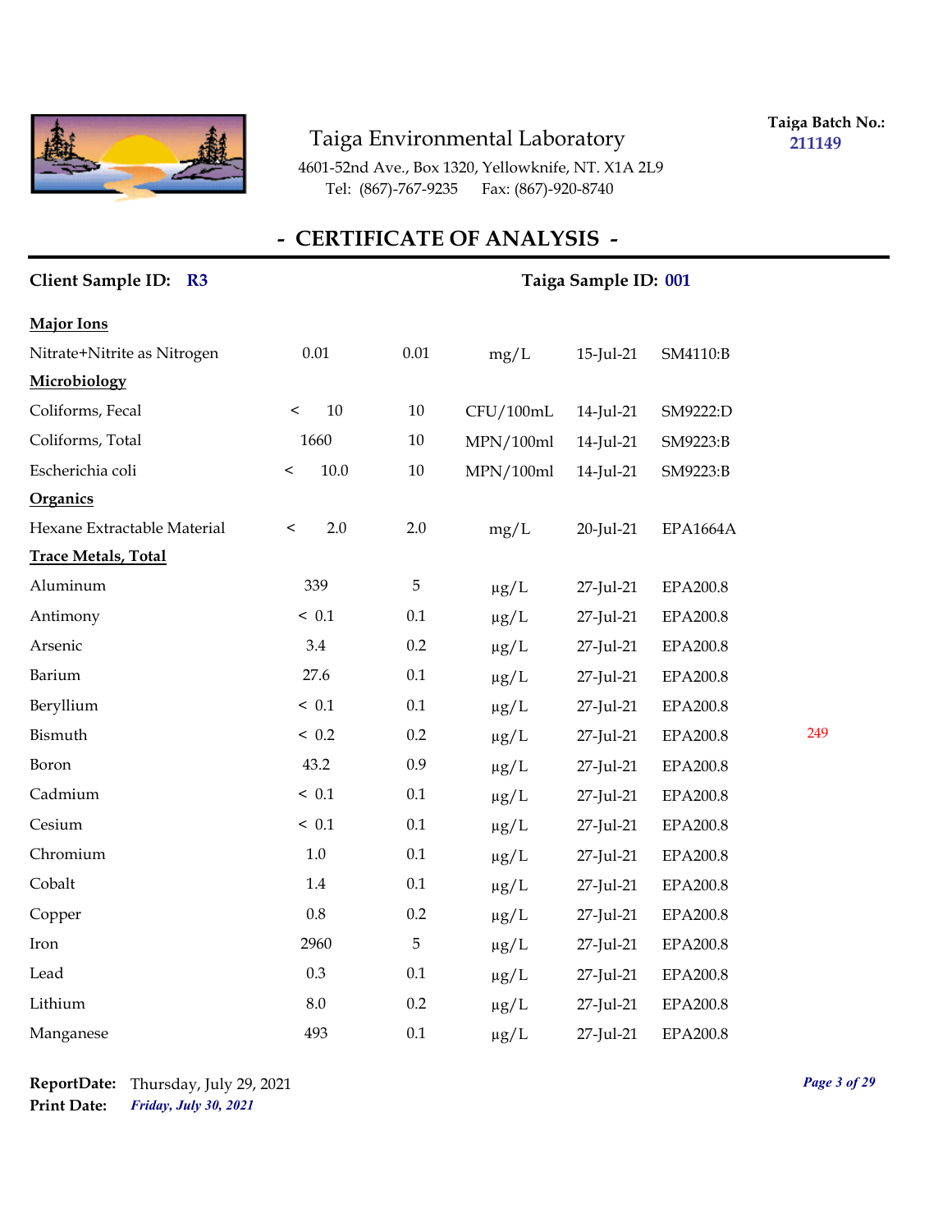Taiga Environmental Laboratory
4601-52nd Ave., Box 1320, Yellowknife, NT. X1A 2L9
Tel: (867)-767-9235 Fax: (867)-920-8740

**Taiga Batch No.:** 211149

## - CERTIFICATE OF ANALYSIS -

**Client Sample ID:** R3 **Taiga Sample ID:** 001

| | | | | | | |
|---|---|---|---|---|---|---|
| **Major Ions** | | | | | | |
| Nitrate+Nitrite as Nitrogen | 0.01 | 0.01 | mg/L | 15-Jul-21 | SM4110:B | |
| **Microbiology** | | | | | | |
| Coliforms, Fecal | < 10 | 10 | CFU/100mL | 14-Jul-21 | SM9222:D | |
| Coliforms, Total | 1660 | 10 | MPN/100ml | 14-Jul-21 | SM9223:B | |
| Escherichia coli | < 10.0 | 10 | MPN/100ml | 14-Jul-21 | SM9223:B | |
| **Organics** | | | | | | |
| Hexane Extractable Material | < 2.0 | 2.0 | mg/L | 20-Jul-21 | EPA1664A | |
| **Trace Metals, Total** | | | | | | |
| Aluminum | 339 | 5 | µg/L | 27-Jul-21 | EPA200.8 | |
| Antimony | < 0.1 | 0.1 | µg/L | 27-Jul-21 | EPA200.8 | |
| Arsenic | 3.4 | 0.2 | µg/L | 27-Jul-21 | EPA200.8 | |
| Barium | 27.6 | 0.1 | µg/L | 27-Jul-21 | EPA200.8 | |
| Beryllium | < 0.1 | 0.1 | µg/L | 27-Jul-21 | EPA200.8 | |
| Bismuth | < 0.2 | 0.2 | µg/L | 27-Jul-21 | EPA200.8 | 249 |
| Boron | 43.2 | 0.9 | µg/L | 27-Jul-21 | EPA200.8 | |
| Cadmium | < 0.1 | 0.1 | µg/L | 27-Jul-21 | EPA200.8 | |
| Cesium | < 0.1 | 0.1 | µg/L | 27-Jul-21 | EPA200.8 | |
| Chromium | 1.0 | 0.1 | µg/L | 27-Jul-21 | EPA200.8 | |
| Cobalt | 1.4 | 0.1 | µg/L | 27-Jul-21 | EPA200.8 | |
| Copper | 0.8 | 0.2 | µg/L | 27-Jul-21 | EPA200.8 | |
| Iron | 2960 | 5 | µg/L | 27-Jul-21 | EPA200.8 | |
| Lead | 0.3 | 0.1 | µg/L | 27-Jul-21 | EPA200.8 | |
| Lithium | 8.0 | 0.2 | µg/L | 27-Jul-21 | EPA200.8 | |
| Manganese | 493 | 0.1 | µg/L | 27-Jul-21 | EPA200.8 | |

**ReportDate:** Thursday, July 29, 2021
**Print Date:** *Friday, July 30, 2021*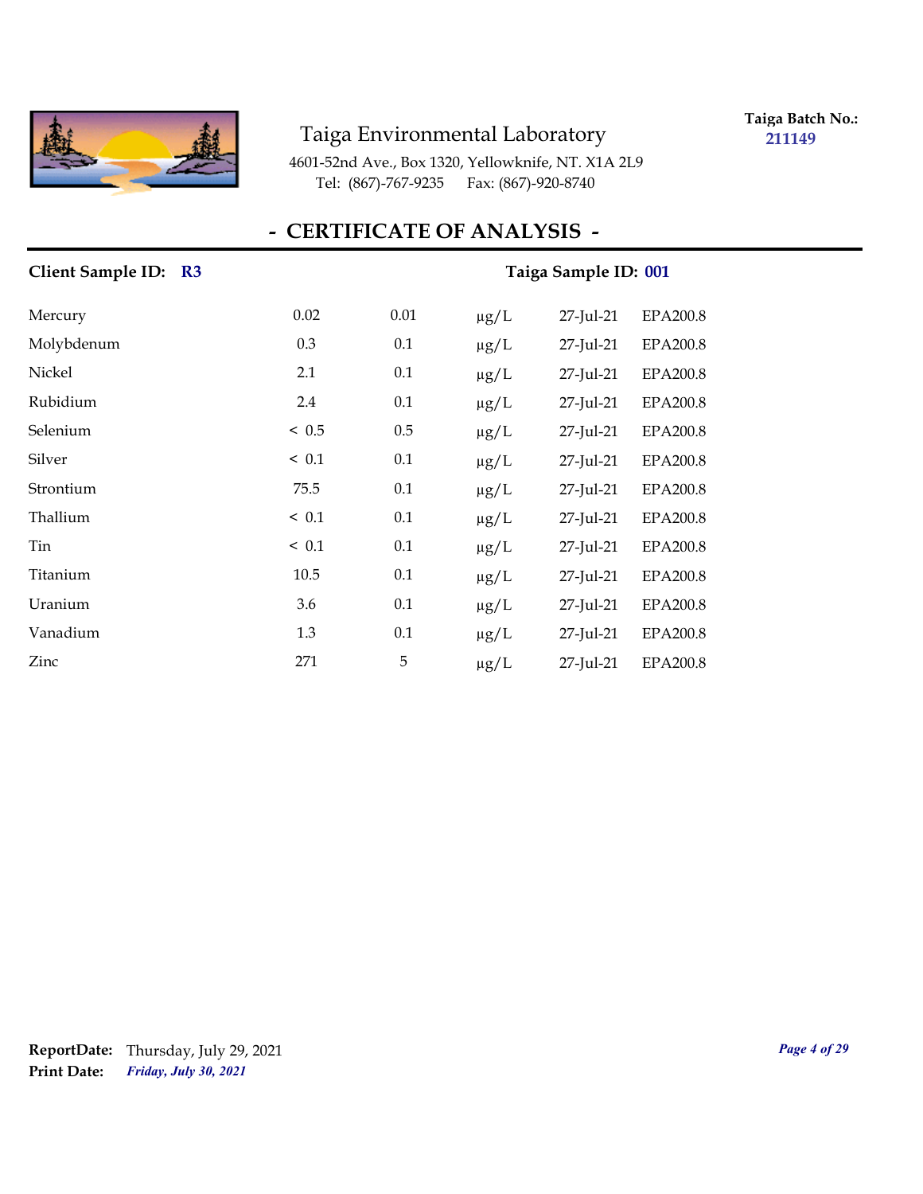Taiga Environmental Laboratory

4601-52nd Ave., Box 1320, Yellowknife, NT. X1A 2L9
Tel: (867)-767-9235 Fax: (867)-920-8740

**Taiga Batch No.:** **211149**

# - CERTIFICATE OF ANALYSIS -

**Client Sample ID: R3** **Taiga Sample ID: 001**

| | | | | | |
|---|---|---|---|---|---|
| Mercury | 0.02 | 0.01 | µg/L | 27-Jul-21 | EPA200.8 |
| Molybdenum | 0.3 | 0.1 | µg/L | 27-Jul-21 | EPA200.8 |
| Nickel | 2.1 | 0.1 | µg/L | 27-Jul-21 | EPA200.8 |
| Rubidium | 2.4 | 0.1 | µg/L | 27-Jul-21 | EPA200.8 |
| Selenium | < 0.5 | 0.5 | µg/L | 27-Jul-21 | EPA200.8 |
| Silver | < 0.1 | 0.1 | µg/L | 27-Jul-21 | EPA200.8 |
| Strontium | 75.5 | 0.1 | µg/L | 27-Jul-21 | EPA200.8 |
| Thallium | < 0.1 | 0.1 | µg/L | 27-Jul-21 | EPA200.8 |
| Tin | < 0.1 | 0.1 | µg/L | 27-Jul-21 | EPA200.8 |
| Titanium | 10.5 | 0.1 | µg/L | 27-Jul-21 | EPA200.8 |
| Uranium | 3.6 | 0.1 | µg/L | 27-Jul-21 | EPA200.8 |
| Vanadium | 1.3 | 0.1 | µg/L | 27-Jul-21 | EPA200.8 |
| Zinc | 271 | 5 | µg/L | 27-Jul-21 | EPA200.8 |

**ReportDate:** Thursday, July 29, 2021
**Print Date:** ***Friday, July 30, 2021***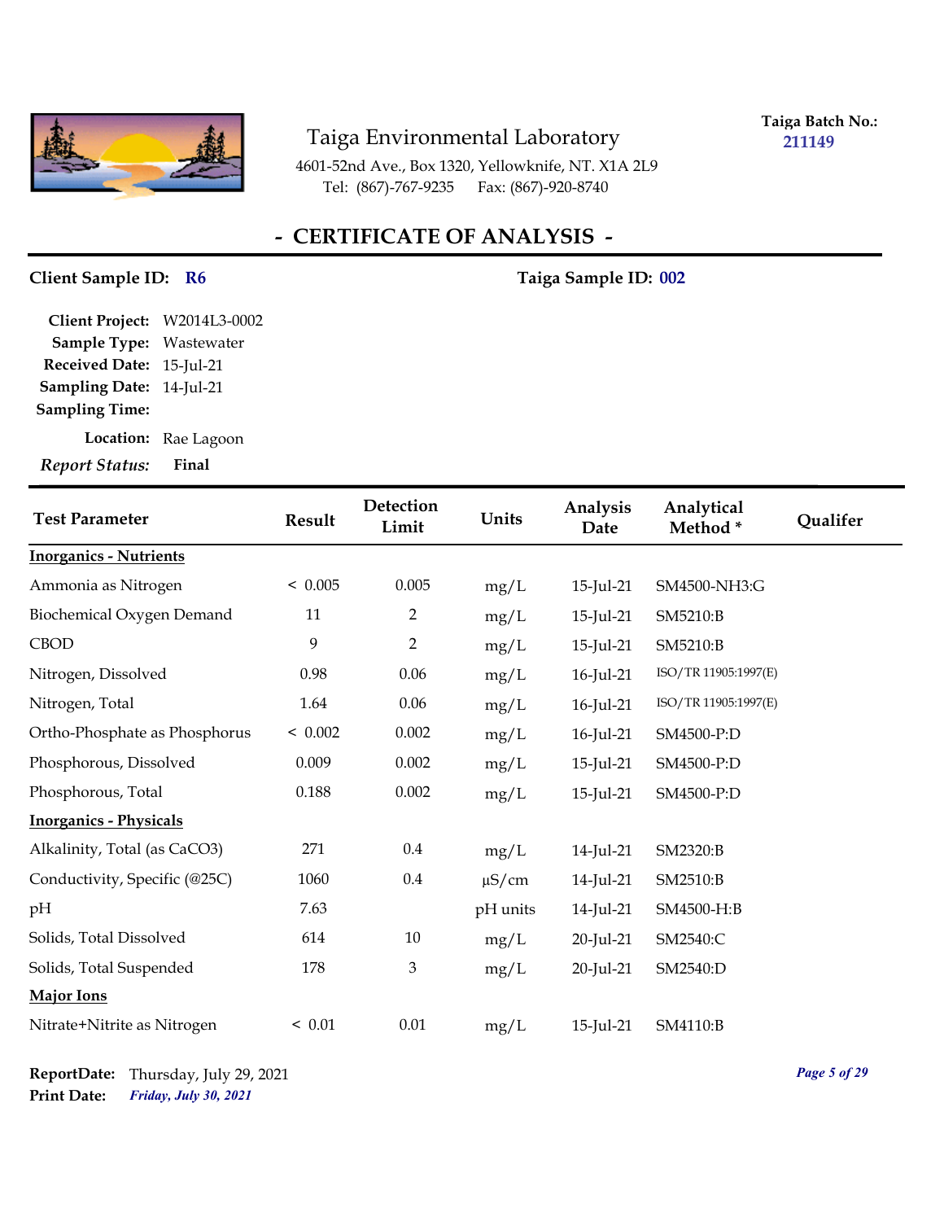Taiga Environmental Laboratory

4601-52nd Ave., Box 1320, Yellowknife, NT. X1A 2L9
Tel: (867)-767-9235 Fax: (867)-920-8740

**Taiga Batch No.:** 211149

## - CERTIFICATE OF ANALYSIS -

**Client Sample ID:** R6 **Taiga Sample ID:** 002

**Client Project:** W2014L3-0002
**Sample Type:** Wastewater
**Received Date:** 15-Jul-21
**Sampling Date:** 14-Jul-21
**Sampling Time:**
**Location:** Rae Lagoon
***Report Status:*** **Final**

| Test Parameter | Result | Detection Limit | Units | Analysis Date | Analytical Method * | Qualifer |
|---|---|---|---|---|---|---|
| **Inorganics - Nutrients** | | | | | | |
| Ammonia as Nitrogen | < 0.005 | 0.005 | mg/L | 15-Jul-21 | SM4500-NH3:G | |
| Biochemical Oxygen Demand | 11 | 2 | mg/L | 15-Jul-21 | SM5210:B | |
| CBOD | 9 | 2 | mg/L | 15-Jul-21 | SM5210:B | |
| Nitrogen, Dissolved | 0.98 | 0.06 | mg/L | 16-Jul-21 | ISO/TR 11905:1997(E) | |
| Nitrogen, Total | 1.64 | 0.06 | mg/L | 16-Jul-21 | ISO/TR 11905:1997(E) | |
| Ortho-Phosphate as Phosphorus | < 0.002 | 0.002 | mg/L | 16-Jul-21 | SM4500-P:D | |
| Phosphorous, Dissolved | 0.009 | 0.002 | mg/L | 15-Jul-21 | SM4500-P:D | |
| Phosphorous, Total | 0.188 | 0.002 | mg/L | 15-Jul-21 | SM4500-P:D | |
| **Inorganics - Physicals** | | | | | | |
| Alkalinity, Total (as CaCO3) | 271 | 0.4 | mg/L | 14-Jul-21 | SM2320:B | |
| Conductivity, Specific (@25C) | 1060 | 0.4 | µS/cm | 14-Jul-21 | SM2510:B | |
| pH | 7.63 | | pH units | 14-Jul-21 | SM4500-H:B | |
| Solids, Total Dissolved | 614 | 10 | mg/L | 20-Jul-21 | SM2540:C | |
| Solids, Total Suspended | 178 | 3 | mg/L | 20-Jul-21 | SM2540:D | |
| **Major Ions** | | | | | | |
| Nitrate+Nitrite as Nitrogen | < 0.01 | 0.01 | mg/L | 15-Jul-21 | SM4110:B | |

**ReportDate:** Thursday, July 29, 2021
**Print Date:** *Friday, July 30, 2021*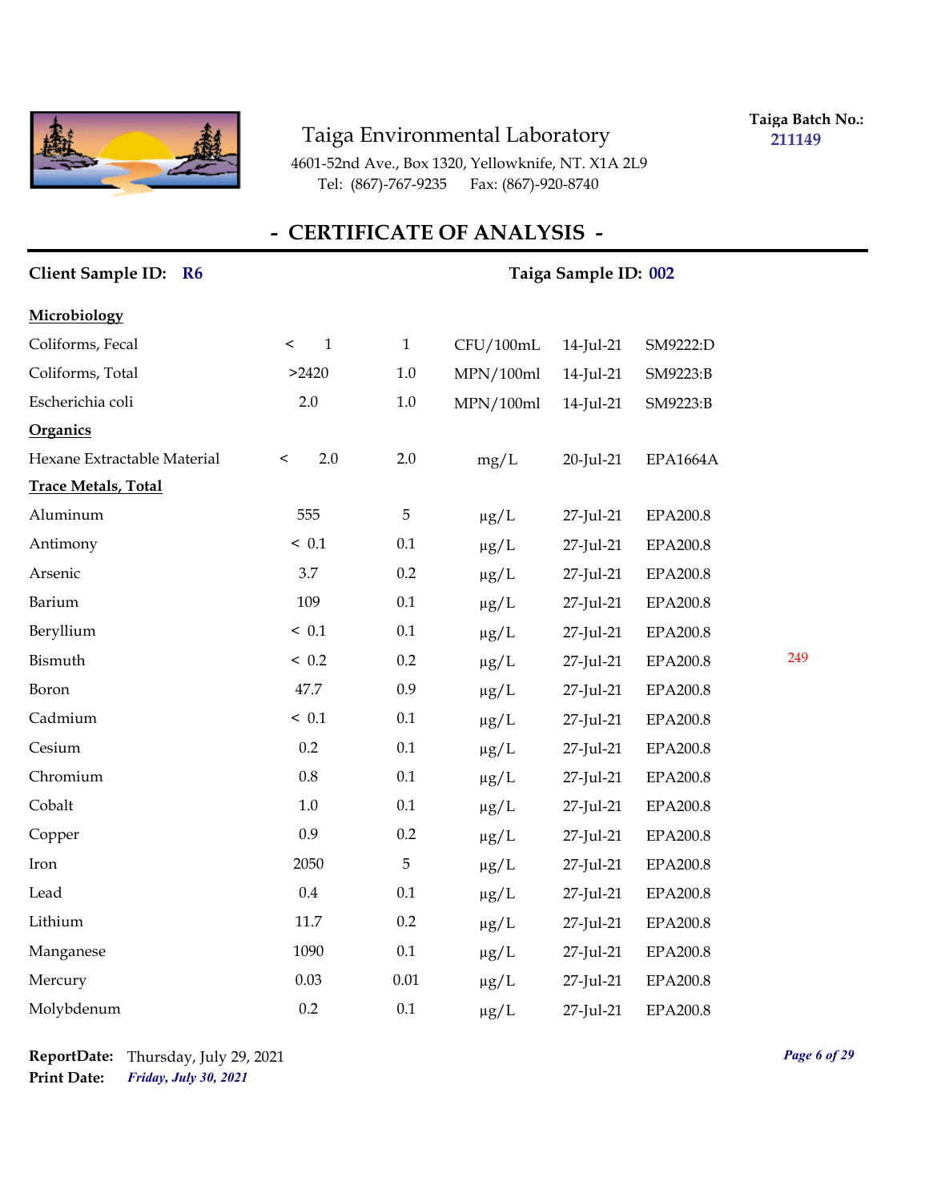# Taiga Environmental Laboratory

4601-52nd Ave., Box 1320, Yellowknife, NT. X1A 2L9
Tel: (867)-767-9235 Fax: (867)-920-8740

**Taiga Batch No.: 211149**

## - CERTIFICATE OF ANALYSIS -

**Client Sample ID: R6** **Taiga Sample ID: 002**

| | | | | | |
|---|---|---|---|---|---|
| **Microbiology** | | | | | |
| Coliforms, Fecal | < 1 | 1 | CFU/100mL | 14-Jul-21 | SM9222:D |
| Coliforms, Total | >2420 | 1.0 | MPN/100ml | 14-Jul-21 | SM9223:B |
| Escherichia coli | 2.0 | 1.0 | MPN/100ml | 14-Jul-21 | SM9223:B |
| **Organics** | | | | | |
| Hexane Extractable Material | < 2.0 | 2.0 | mg/L | 20-Jul-21 | EPA1664A |
| **Trace Metals, Total** | | | | | |
| Aluminum | 555 | 5 | μg/L | 27-Jul-21 | EPA200.8 |
| Antimony | < 0.1 | 0.1 | μg/L | 27-Jul-21 | EPA200.8 |
| Arsenic | 3.7 | 0.2 | μg/L | 27-Jul-21 | EPA200.8 |
| Barium | 109 | 0.1 | μg/L | 27-Jul-21 | EPA200.8 |
| Beryllium | < 0.1 | 0.1 | μg/L | 27-Jul-21 | EPA200.8 |
| Bismuth | < 0.2 | 0.2 | μg/L | 27-Jul-21 | EPA200.8 |
| Boron | 47.7 | 0.9 | μg/L | 27-Jul-21 | EPA200.8 |
| Cadmium | < 0.1 | 0.1 | μg/L | 27-Jul-21 | EPA200.8 |
| Cesium | 0.2 | 0.1 | μg/L | 27-Jul-21 | EPA200.8 |
| Chromium | 0.8 | 0.1 | μg/L | 27-Jul-21 | EPA200.8 |
| Cobalt | 1.0 | 0.1 | μg/L | 27-Jul-21 | EPA200.8 |
| Copper | 0.9 | 0.2 | μg/L | 27-Jul-21 | EPA200.8 |
| Iron | 2050 | 5 | μg/L | 27-Jul-21 | EPA200.8 |
| Lead | 0.4 | 0.1 | μg/L | 27-Jul-21 | EPA200.8 |
| Lithium | 11.7 | 0.2 | μg/L | 27-Jul-21 | EPA200.8 |
| Manganese | 1090 | 0.1 | μg/L | 27-Jul-21 | EPA200.8 |
| Mercury | 0.03 | 0.01 | μg/L | 27-Jul-21 | EPA200.8 |
| Molybdenum | 0.2 | 0.1 | μg/L | 27-Jul-21 | EPA200.8 |

249

**ReportDate:** Thursday, July 29, 2021
**Print Date:** *Friday, July 30, 2021*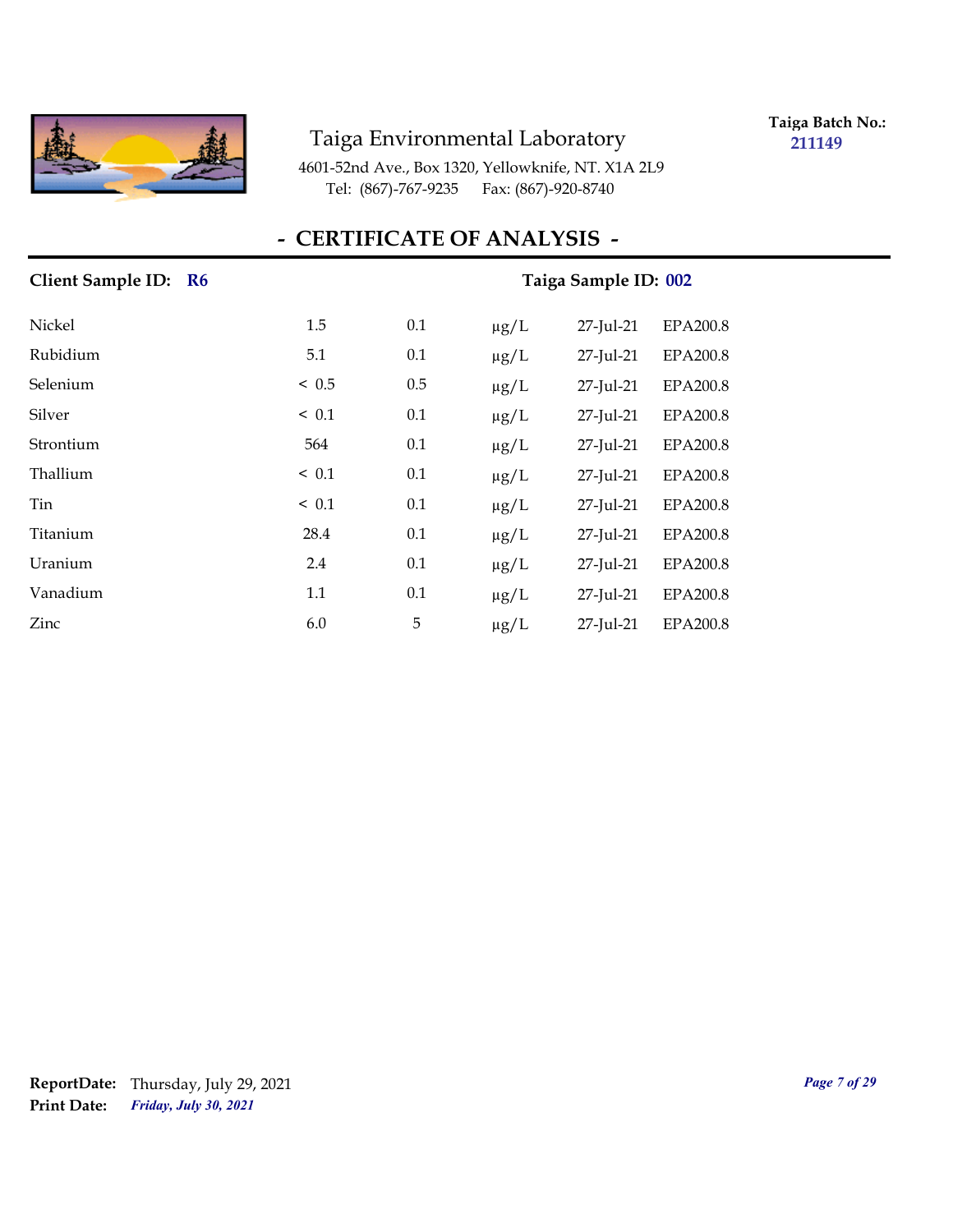Taiga Environmental Laboratory

4601-52nd Ave., Box 1320, Yellowknife, NT. X1A 2L9
Tel: (867)-767-9235 Fax: (867)-920-8740

**Taiga Batch No.:** **211149**

## - CERTIFICATE OF ANALYSIS -

**Client Sample ID:** **R6** **Taiga Sample ID:** **002**

| | | | | | |
|---|---|---|---|---|---|
| Nickel | 1.5 | 0.1 | µg/L | 27-Jul-21 | EPA200.8 |
| Rubidium | 5.1 | 0.1 | µg/L | 27-Jul-21 | EPA200.8 |
| Selenium | < 0.5 | 0.5 | µg/L | 27-Jul-21 | EPA200.8 |
| Silver | < 0.1 | 0.1 | µg/L | 27-Jul-21 | EPA200.8 |
| Strontium | 564 | 0.1 | µg/L | 27-Jul-21 | EPA200.8 |
| Thallium | < 0.1 | 0.1 | µg/L | 27-Jul-21 | EPA200.8 |
| Tin | < 0.1 | 0.1 | µg/L | 27-Jul-21 | EPA200.8 |
| Titanium | 28.4 | 0.1 | µg/L | 27-Jul-21 | EPA200.8 |
| Uranium | 2.4 | 0.1 | µg/L | 27-Jul-21 | EPA200.8 |
| Vanadium | 1.1 | 0.1 | µg/L | 27-Jul-21 | EPA200.8 |
| Zinc | 6.0 | 5 | µg/L | 27-Jul-21 | EPA200.8 |

**ReportDate:** Thursday, July 29, 2021
**Print Date:** ***Friday, July 30, 2021***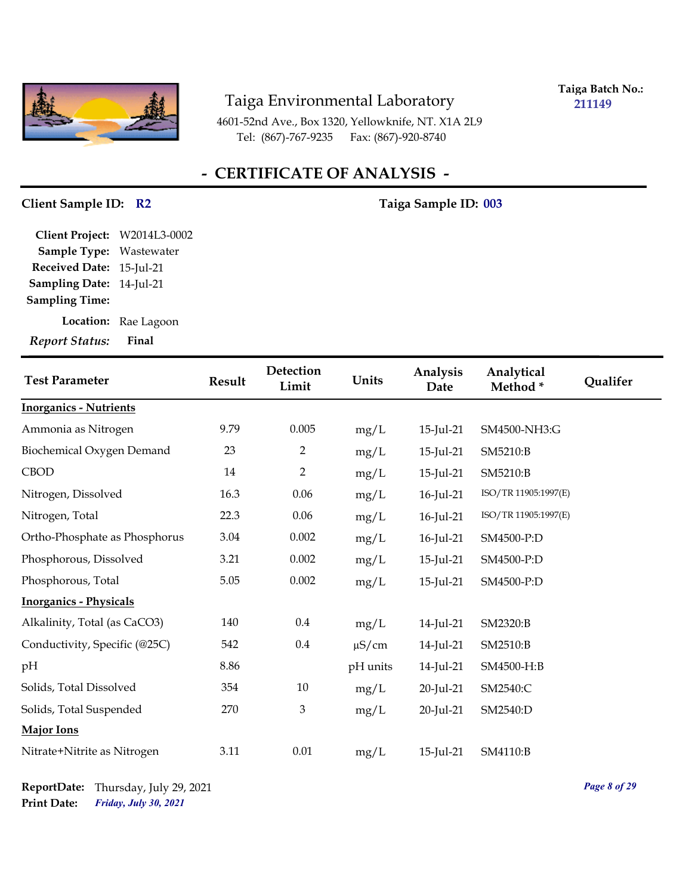# Taiga Environmental Laboratory

4601-52nd Ave., Box 1320, Yellowknife, NT. X1A 2L9
Tel: (867)-767-9235 Fax: (867)-920-8740

**Taiga Batch No.:** 211149

## - CERTIFICATE OF ANALYSIS -

**Client Sample ID:** R2 **Taiga Sample ID:** 003

**Client Project:** W2014L3-0002
**Sample Type:** Wastewater
**Received Date:** 15-Jul-21
**Sampling Date:** 14-Jul-21
**Sampling Time:**
**Location:** Rae Lagoon
***Report Status:*** **Final**

| Test Parameter | Result | Detection Limit | Units | Analysis Date | Analytical Method * | Qualifer |
|---|---|---|---|---|---|---|
| **Inorganics - Nutrients** | | | | | | |
| Ammonia as Nitrogen | 9.79 | 0.005 | mg/L | 15-Jul-21 | SM4500-NH3:G | |
| Biochemical Oxygen Demand | 23 | 2 | mg/L | 15-Jul-21 | SM5210:B | |
| CBOD | 14 | 2 | mg/L | 15-Jul-21 | SM5210:B | |
| Nitrogen, Dissolved | 16.3 | 0.06 | mg/L | 16-Jul-21 | ISO/TR 11905:1997(E) | |
| Nitrogen, Total | 22.3 | 0.06 | mg/L | 16-Jul-21 | ISO/TR 11905:1997(E) | |
| Ortho-Phosphate as Phosphorus | 3.04 | 0.002 | mg/L | 16-Jul-21 | SM4500-P:D | |
| Phosphorous, Dissolved | 3.21 | 0.002 | mg/L | 15-Jul-21 | SM4500-P:D | |
| Phosphorous, Total | 5.05 | 0.002 | mg/L | 15-Jul-21 | SM4500-P:D | |
| **Inorganics - Physicals** | | | | | | |
| Alkalinity, Total (as CaCO3) | 140 | 0.4 | mg/L | 14-Jul-21 | SM2320:B | |
| Conductivity, Specific (@25C) | 542 | 0.4 | µS/cm | 14-Jul-21 | SM2510:B | |
| pH | 8.86 | | pH units | 14-Jul-21 | SM4500-H:B | |
| Solids, Total Dissolved | 354 | 10 | mg/L | 20-Jul-21 | SM2540:C | |
| Solids, Total Suspended | 270 | 3 | mg/L | 20-Jul-21 | SM2540:D | |
| **Major Ions** | | | | | | |
| Nitrate+Nitrite as Nitrogen | 3.11 | 0.01 | mg/L | 15-Jul-21 | SM4110:B | |

**ReportDate:** Thursday, July 29, 2021
**Print Date:** *Friday, July 30, 2021*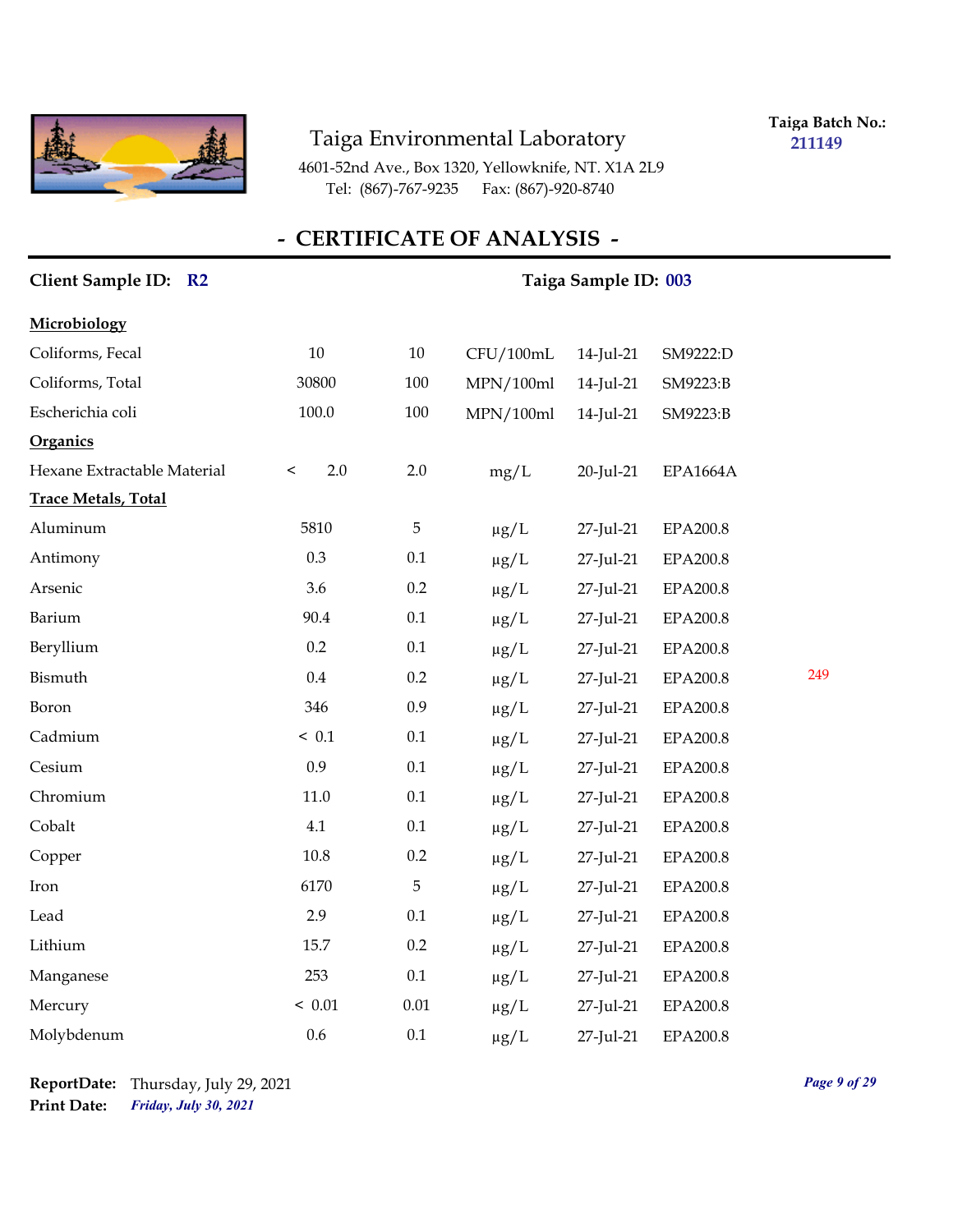# Taiga Environmental Laboratory

4601-52nd Ave., Box 1320, Yellowknife, NT. X1A 2L9
Tel: (867)-767-9235 Fax: (867)-920-8740

**Taiga Batch No.:** 211149

## - CERTIFICATE OF ANALYSIS -

**Client Sample ID:** R2 **Taiga Sample ID:** 003

| | | | | | |
|---|---|---|---|---|---|
| **Microbiology** | | | | | |
| Coliforms, Fecal | 10 | 10 | CFU/100mL | 14-Jul-21 | SM9222:D |
| Coliforms, Total | 30800 | 100 | MPN/100ml | 14-Jul-21 | SM9223:B |
| Escherichia coli | 100.0 | 100 | MPN/100ml | 14-Jul-21 | SM9223:B |
| **Organics** | | | | | |
| Hexane Extractable Material | < 2.0 | 2.0 | mg/L | 20-Jul-21 | EPA1664A |
| **Trace Metals, Total** | | | | | |
| Aluminum | 5810 | 5 | µg/L | 27-Jul-21 | EPA200.8 |
| Antimony | 0.3 | 0.1 | µg/L | 27-Jul-21 | EPA200.8 |
| Arsenic | 3.6 | 0.2 | µg/L | 27-Jul-21 | EPA200.8 |
| Barium | 90.4 | 0.1 | µg/L | 27-Jul-21 | EPA200.8 |
| Beryllium | 0.2 | 0.1 | µg/L | 27-Jul-21 | EPA200.8 |
| Bismuth | 0.4 | 0.2 | µg/L | 27-Jul-21 | EPA200.8 |
| Boron | 346 | 0.9 | µg/L | 27-Jul-21 | EPA200.8 |
| Cadmium | < 0.1 | 0.1 | µg/L | 27-Jul-21 | EPA200.8 |
| Cesium | 0.9 | 0.1 | µg/L | 27-Jul-21 | EPA200.8 |
| Chromium | 11.0 | 0.1 | µg/L | 27-Jul-21 | EPA200.8 |
| Cobalt | 4.1 | 0.1 | µg/L | 27-Jul-21 | EPA200.8 |
| Copper | 10.8 | 0.2 | µg/L | 27-Jul-21 | EPA200.8 |
| Iron | 6170 | 5 | µg/L | 27-Jul-21 | EPA200.8 |
| Lead | 2.9 | 0.1 | µg/L | 27-Jul-21 | EPA200.8 |
| Lithium | 15.7 | 0.2 | µg/L | 27-Jul-21 | EPA200.8 |
| Manganese | 253 | 0.1 | µg/L | 27-Jul-21 | EPA200.8 |
| Mercury | < 0.01 | 0.01 | µg/L | 27-Jul-21 | EPA200.8 |
| Molybdenum | 0.6 | 0.1 | µg/L | 27-Jul-21 | EPA200.8 |

249

**ReportDate:** Thursday, July 29, 2021
**Print Date:** *Friday, July 30, 2021*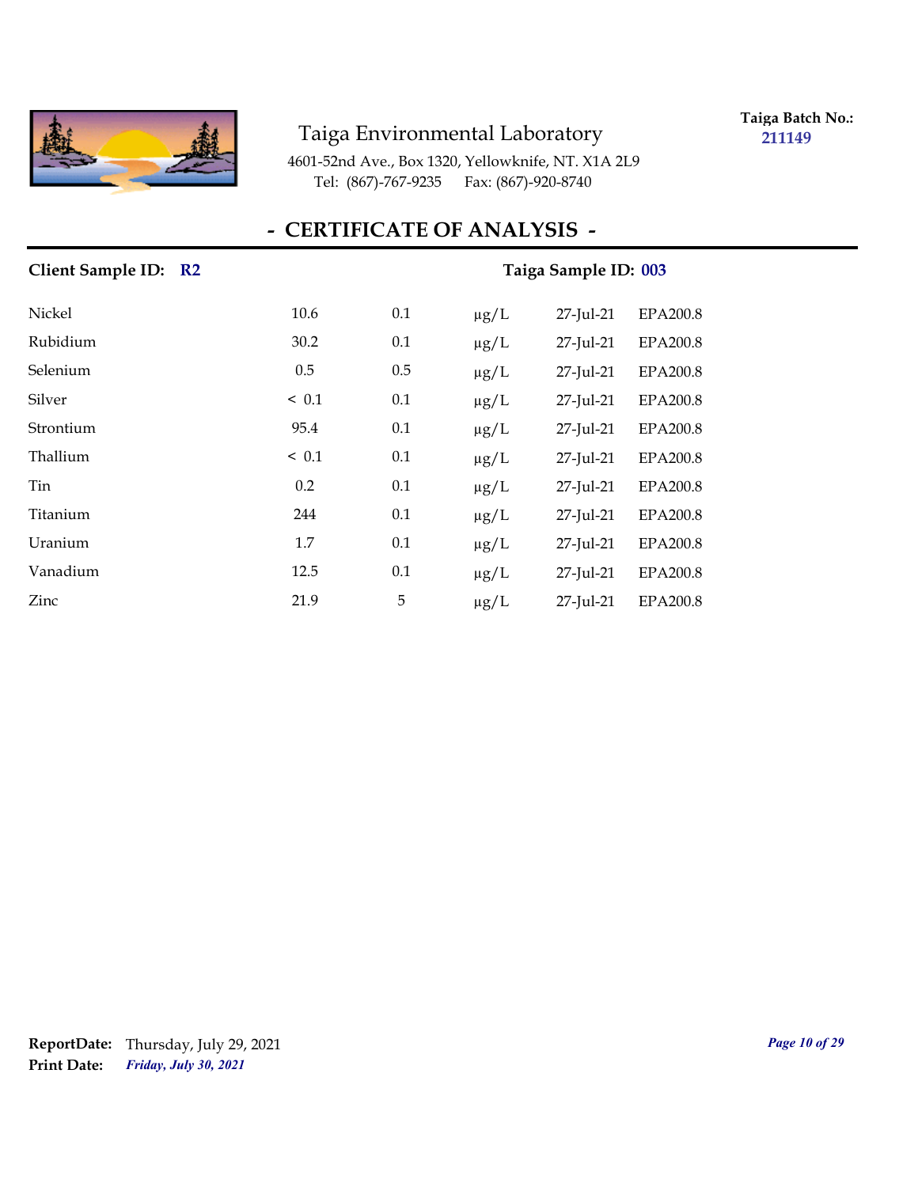Taiga Environmental Laboratory

4601-52nd Ave., Box 1320, Yellowknife, NT. X1A 2L9
Tel: (867)-767-9235 Fax: (867)-920-8740

**Taiga Batch No.:** 211149

# - CERTIFICATE OF ANALYSIS -

**Client Sample ID:** R2 **Taiga Sample ID:** 003

| | | | | | |
|---|---|---|---|---|---|
| Nickel | 10.6 | 0.1 | µg/L | 27-Jul-21 | EPA200.8 |
| Rubidium | 30.2 | 0.1 | µg/L | 27-Jul-21 | EPA200.8 |
| Selenium | 0.5 | 0.5 | µg/L | 27-Jul-21 | EPA200.8 |
| Silver | < 0.1 | 0.1 | µg/L | 27-Jul-21 | EPA200.8 |
| Strontium | 95.4 | 0.1 | µg/L | 27-Jul-21 | EPA200.8 |
| Thallium | < 0.1 | 0.1 | µg/L | 27-Jul-21 | EPA200.8 |
| Tin | 0.2 | 0.1 | µg/L | 27-Jul-21 | EPA200.8 |
| Titanium | 244 | 0.1 | µg/L | 27-Jul-21 | EPA200.8 |
| Uranium | 1.7 | 0.1 | µg/L | 27-Jul-21 | EPA200.8 |
| Vanadium | 12.5 | 0.1 | µg/L | 27-Jul-21 | EPA200.8 |
| Zinc | 21.9 | 5 | µg/L | 27-Jul-21 | EPA200.8 |

**ReportDate:** Thursday, July 29, 2021
**Print Date:** *Friday, July 30, 2021*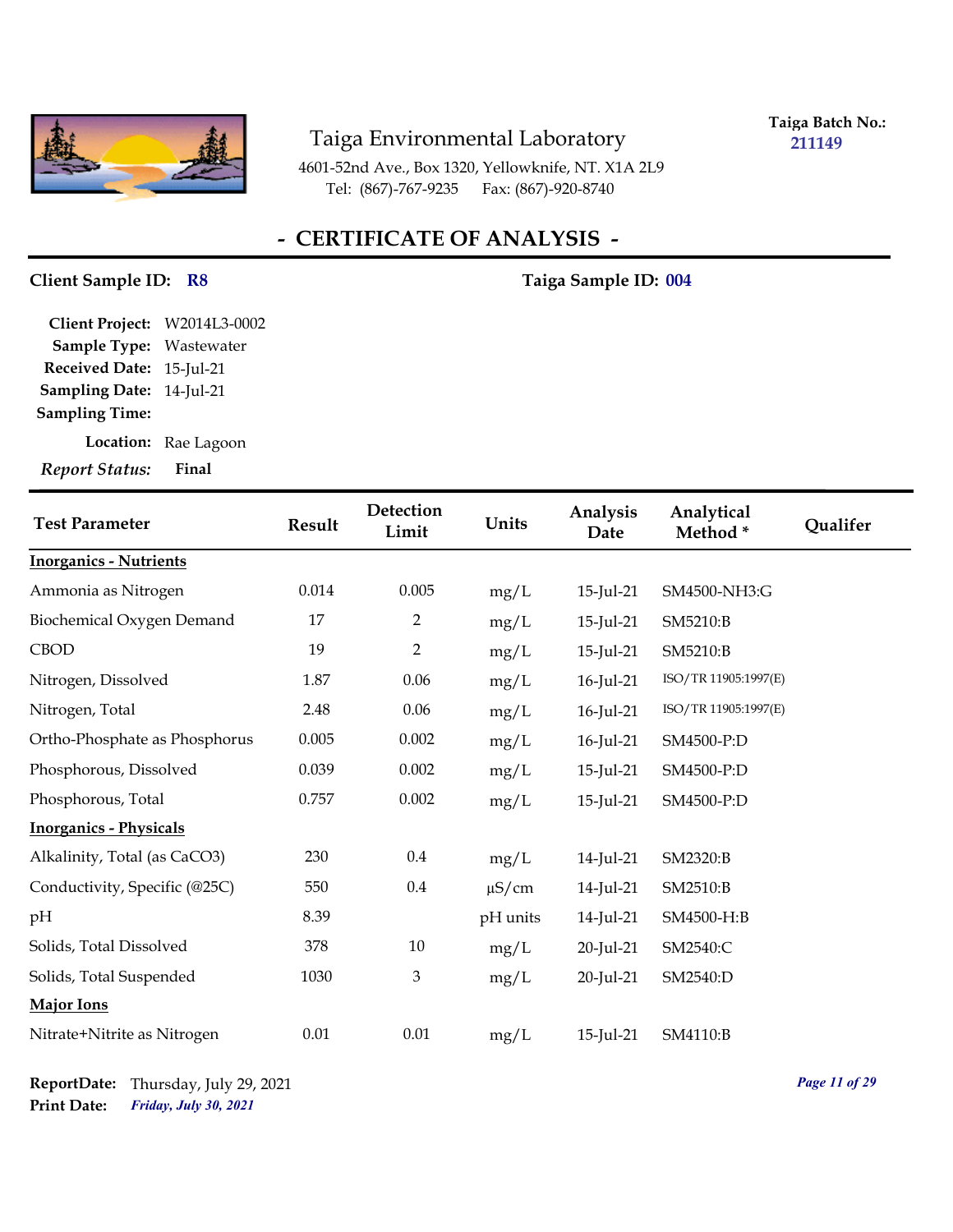Taiga Environmental Laboratory

4601-52nd Ave., Box 1320, Yellowknife, NT. X1A 2L9
Tel: (867)-767-9235 Fax: (867)-920-8740

**Taiga Batch No.:** 211149

## - CERTIFICATE OF ANALYSIS -

**Client Sample ID:** R8 **Taiga Sample ID:** 004

**Client Project:** W2014L3-0002
**Sample Type:** Wastewater
**Received Date:** 15-Jul-21
**Sampling Date:** 14-Jul-21
**Sampling Time:**
**Location:** Rae Lagoon
***Report Status:*** **Final**

| Test Parameter | Result | Detection Limit | Units | Analysis Date | Analytical Method * | Qualifer |
|---|---|---|---|---|---|---|
| **Inorganics - Nutrients** | | | | | | |
| Ammonia as Nitrogen | 0.014 | 0.005 | mg/L | 15-Jul-21 | SM4500-NH3:G | |
| Biochemical Oxygen Demand | 17 | 2 | mg/L | 15-Jul-21 | SM5210:B | |
| CBOD | 19 | 2 | mg/L | 15-Jul-21 | SM5210:B | |
| Nitrogen, Dissolved | 1.87 | 0.06 | mg/L | 16-Jul-21 | ISO/TR 11905:1997(E) | |
| Nitrogen, Total | 2.48 | 0.06 | mg/L | 16-Jul-21 | ISO/TR 11905:1997(E) | |
| Ortho-Phosphate as Phosphorus | 0.005 | 0.002 | mg/L | 16-Jul-21 | SM4500-P:D | |
| Phosphorous, Dissolved | 0.039 | 0.002 | mg/L | 15-Jul-21 | SM4500-P:D | |
| Phosphorous, Total | 0.757 | 0.002 | mg/L | 15-Jul-21 | SM4500-P:D | |
| **Inorganics - Physicals** | | | | | | |
| Alkalinity, Total (as CaCO3) | 230 | 0.4 | mg/L | 14-Jul-21 | SM2320:B | |
| Conductivity, Specific (@25C) | 550 | 0.4 | µS/cm | 14-Jul-21 | SM2510:B | |
| pH | 8.39 | | pH units | 14-Jul-21 | SM4500-H:B | |
| Solids, Total Dissolved | 378 | 10 | mg/L | 20-Jul-21 | SM2540:C | |
| Solids, Total Suspended | 1030 | 3 | mg/L | 20-Jul-21 | SM2540:D | |
| **Major Ions** | | | | | | |
| Nitrate+Nitrite as Nitrogen | 0.01 | 0.01 | mg/L | 15-Jul-21 | SM4110:B | |

**ReportDate:** Thursday, July 29, 2021
**Print Date:** *Friday, July 30, 2021*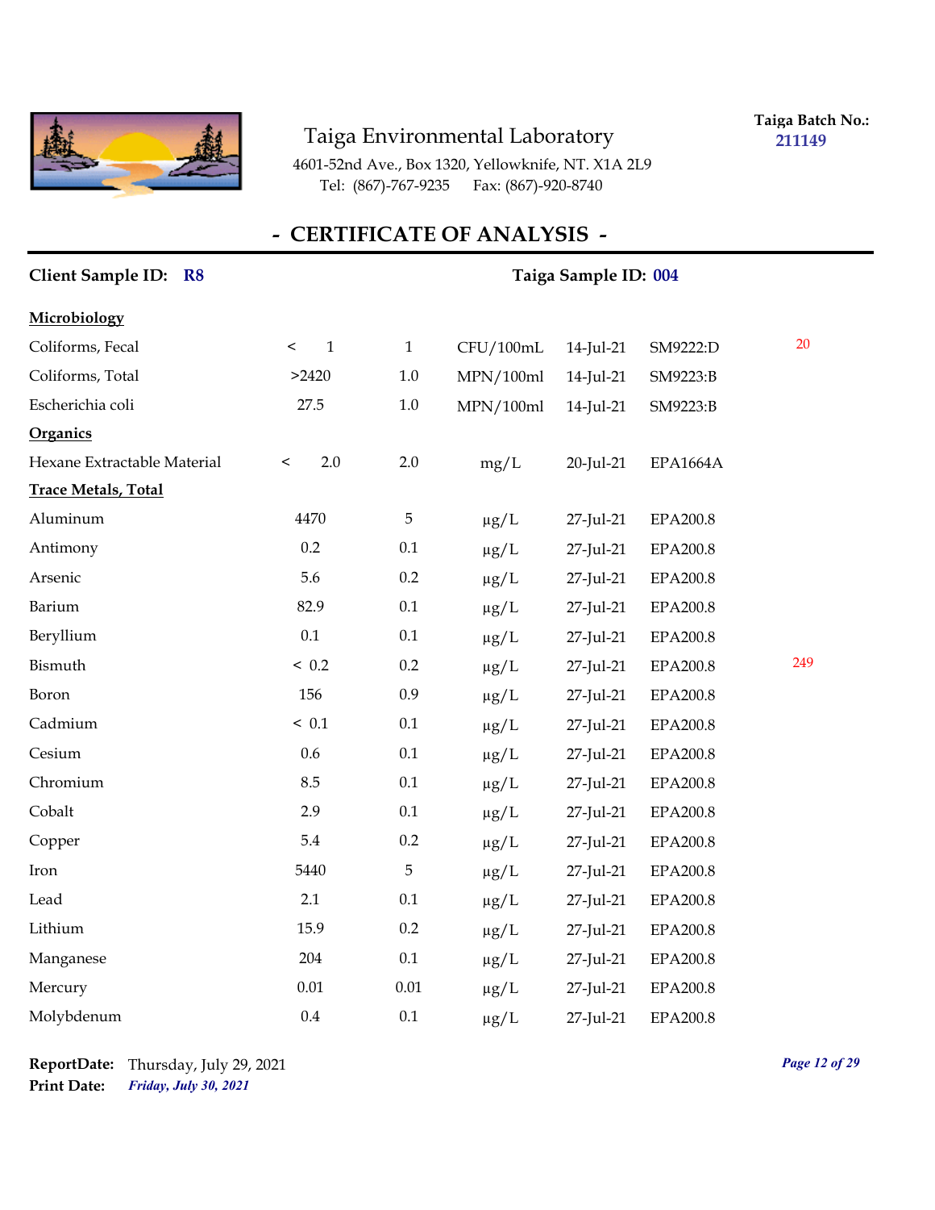Taiga Environmental Laboratory

4601-52nd Ave., Box 1320, Yellowknife, NT. X1A 2L9
Tel: (867)-767-9235 Fax: (867)-920-8740

**Taiga Batch No.:** 211149

## - CERTIFICATE OF ANALYSIS -

**Client Sample ID:** R8 **Taiga Sample ID:** 004

| | | | | | | |
|---|---|---|---|---|---|---|
| **Microbiology** | | | | | | |
| Coliforms, Fecal | < 1 | 1 | CFU/100mL | 14-Jul-21 | SM9222:D | 20 |
| Coliforms, Total | >2420 | 1.0 | MPN/100ml | 14-Jul-21 | SM9223:B | |
| Escherichia coli | 27.5 | 1.0 | MPN/100ml | 14-Jul-21 | SM9223:B | |
| **Organics** | | | | | | |
| Hexane Extractable Material | < 2.0 | 2.0 | mg/L | 20-Jul-21 | EPA1664A | |
| **Trace Metals, Total** | | | | | | |
| Aluminum | 4470 | 5 | µg/L | 27-Jul-21 | EPA200.8 | |
| Antimony | 0.2 | 0.1 | µg/L | 27-Jul-21 | EPA200.8 | |
| Arsenic | 5.6 | 0.2 | µg/L | 27-Jul-21 | EPA200.8 | |
| Barium | 82.9 | 0.1 | µg/L | 27-Jul-21 | EPA200.8 | |
| Beryllium | 0.1 | 0.1 | µg/L | 27-Jul-21 | EPA200.8 | |
| Bismuth | < 0.2 | 0.2 | µg/L | 27-Jul-21 | EPA200.8 | 249 |
| Boron | 156 | 0.9 | µg/L | 27-Jul-21 | EPA200.8 | |
| Cadmium | < 0.1 | 0.1 | µg/L | 27-Jul-21 | EPA200.8 | |
| Cesium | 0.6 | 0.1 | µg/L | 27-Jul-21 | EPA200.8 | |
| Chromium | 8.5 | 0.1 | µg/L | 27-Jul-21 | EPA200.8 | |
| Cobalt | 2.9 | 0.1 | µg/L | 27-Jul-21 | EPA200.8 | |
| Copper | 5.4 | 0.2 | µg/L | 27-Jul-21 | EPA200.8 | |
| Iron | 5440 | 5 | µg/L | 27-Jul-21 | EPA200.8 | |
| Lead | 2.1 | 0.1 | µg/L | 27-Jul-21 | EPA200.8 | |
| Lithium | 15.9 | 0.2 | µg/L | 27-Jul-21 | EPA200.8 | |
| Manganese | 204 | 0.1 | µg/L | 27-Jul-21 | EPA200.8 | |
| Mercury | 0.01 | 0.01 | µg/L | 27-Jul-21 | EPA200.8 | |
| Molybdenum | 0.4 | 0.1 | µg/L | 27-Jul-21 | EPA200.8 | |

**ReportDate:** Thursday, July 29, 2021
**Print Date:** *Friday, July 30, 2021*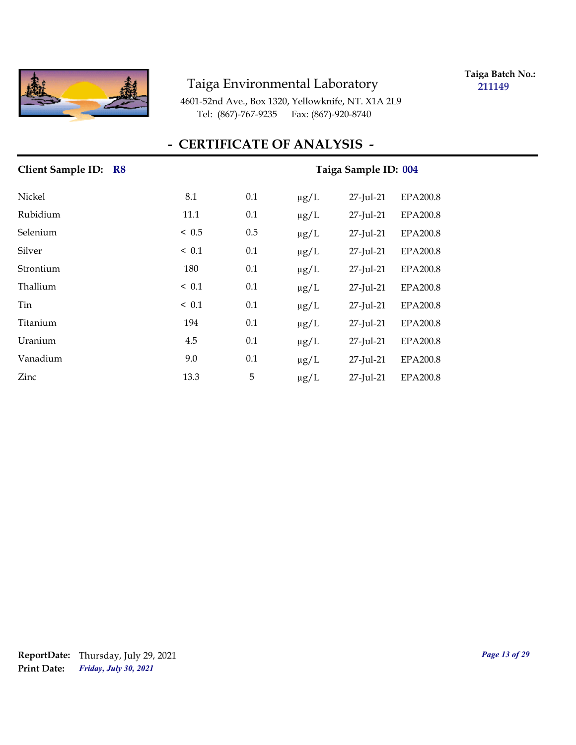Taiga Environmental Laboratory

4601-52nd Ave., Box 1320, Yellowknife, NT. X1A 2L9
Tel: (867)-767-9235 Fax: (867)-920-8740

**Taiga Batch No.:** **211149**

## - CERTIFICATE OF ANALYSIS -

**Client Sample ID:** **R8** **Taiga Sample ID:** **004**

| | | | | | |
|---|---|---|---|---|---|
| Nickel | 8.1 | 0.1 | µg/L | 27-Jul-21 | EPA200.8 |
| Rubidium | 11.1 | 0.1 | µg/L | 27-Jul-21 | EPA200.8 |
| Selenium | < 0.5 | 0.5 | µg/L | 27-Jul-21 | EPA200.8 |
| Silver | < 0.1 | 0.1 | µg/L | 27-Jul-21 | EPA200.8 |
| Strontium | 180 | 0.1 | µg/L | 27-Jul-21 | EPA200.8 |
| Thallium | < 0.1 | 0.1 | µg/L | 27-Jul-21 | EPA200.8 |
| Tin | < 0.1 | 0.1 | µg/L | 27-Jul-21 | EPA200.8 |
| Titanium | 194 | 0.1 | µg/L | 27-Jul-21 | EPA200.8 |
| Uranium | 4.5 | 0.1 | µg/L | 27-Jul-21 | EPA200.8 |
| Vanadium | 9.0 | 0.1 | µg/L | 27-Jul-21 | EPA200.8 |
| Zinc | 13.3 | 5 | µg/L | 27-Jul-21 | EPA200.8 |

**ReportDate:** Thursday, July 29, 2021
**Print Date:** ***Friday, July 30, 2021***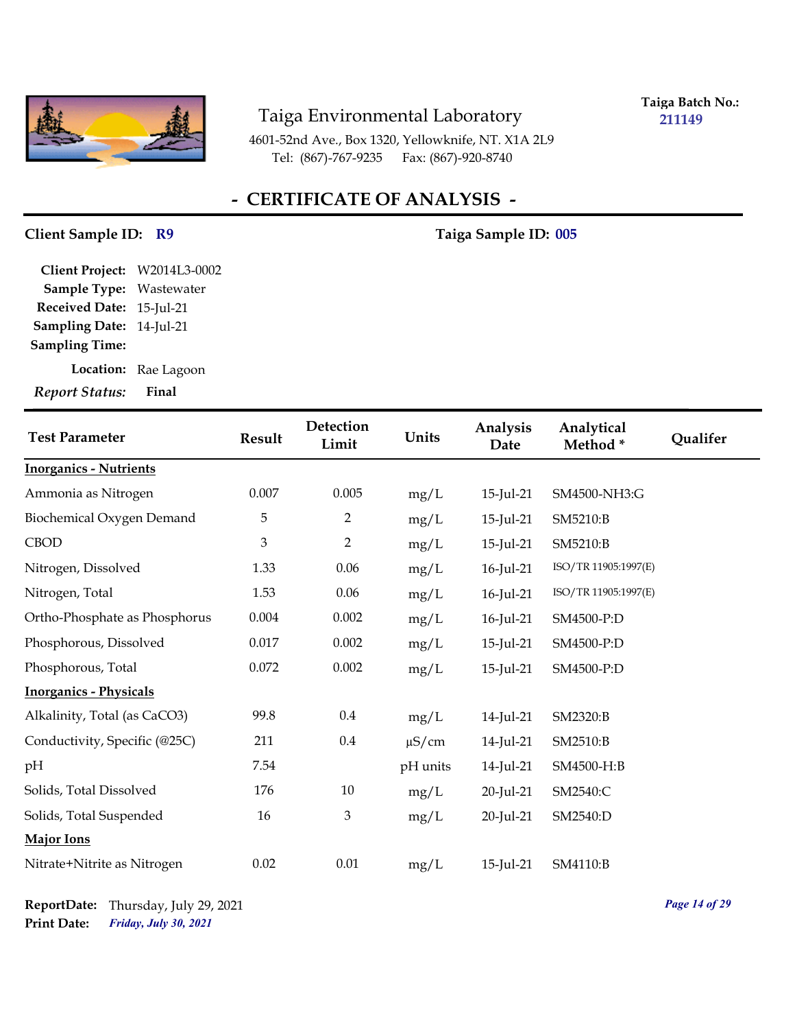Taiga Environmental Laboratory
4601-52nd Ave., Box 1320, Yellowknife, NT. X1A 2L9
Tel: (867)-767-9235 Fax: (867)-920-8740

**Taiga Batch No.:** 211149

# - CERTIFICATE OF ANALYSIS -

**Client Sample ID:** R9 **Taiga Sample ID:** 005

**Client Project:** W2014L3-0002
**Sample Type:** Wastewater
**Received Date:** 15-Jul-21
**Sampling Date:** 14-Jul-21
**Sampling Time:**
**Location:** Rae Lagoon
*Report Status:* **Final**

| Test Parameter | Result | Detection Limit | Units | Analysis Date | Analytical Method * | Qualifer |
|---|---|---|---|---|---|---|
| **Inorganics - Nutrients** | | | | | | |
| Ammonia as Nitrogen | 0.007 | 0.005 | mg/L | 15-Jul-21 | SM4500-NH3:G | |
| Biochemical Oxygen Demand | 5 | 2 | mg/L | 15-Jul-21 | SM5210:B | |
| CBOD | 3 | 2 | mg/L | 15-Jul-21 | SM5210:B | |
| Nitrogen, Dissolved | 1.33 | 0.06 | mg/L | 16-Jul-21 | ISO/TR 11905:1997(E) | |
| Nitrogen, Total | 1.53 | 0.06 | mg/L | 16-Jul-21 | ISO/TR 11905:1997(E) | |
| Ortho-Phosphate as Phosphorus | 0.004 | 0.002 | mg/L | 16-Jul-21 | SM4500-P:D | |
| Phosphorous, Dissolved | 0.017 | 0.002 | mg/L | 15-Jul-21 | SM4500-P:D | |
| Phosphorous, Total | 0.072 | 0.002 | mg/L | 15-Jul-21 | SM4500-P:D | |
| **Inorganics - Physicals** | | | | | | |
| Alkalinity, Total (as CaCO3) | 99.8 | 0.4 | mg/L | 14-Jul-21 | SM2320:B | |
| Conductivity, Specific (@25C) | 211 | 0.4 | µS/cm | 14-Jul-21 | SM2510:B | |
| pH | 7.54 | | pH units | 14-Jul-21 | SM4500-H:B | |
| Solids, Total Dissolved | 176 | 10 | mg/L | 20-Jul-21 | SM2540:C | |
| Solids, Total Suspended | 16 | 3 | mg/L | 20-Jul-21 | SM2540:D | |
| **Major Ions** | | | | | | |
| Nitrate+Nitrite as Nitrogen | 0.02 | 0.01 | mg/L | 15-Jul-21 | SM4110:B | |

**ReportDate:** Thursday, July 29, 2021
**Print Date:** *Friday, July 30, 2021*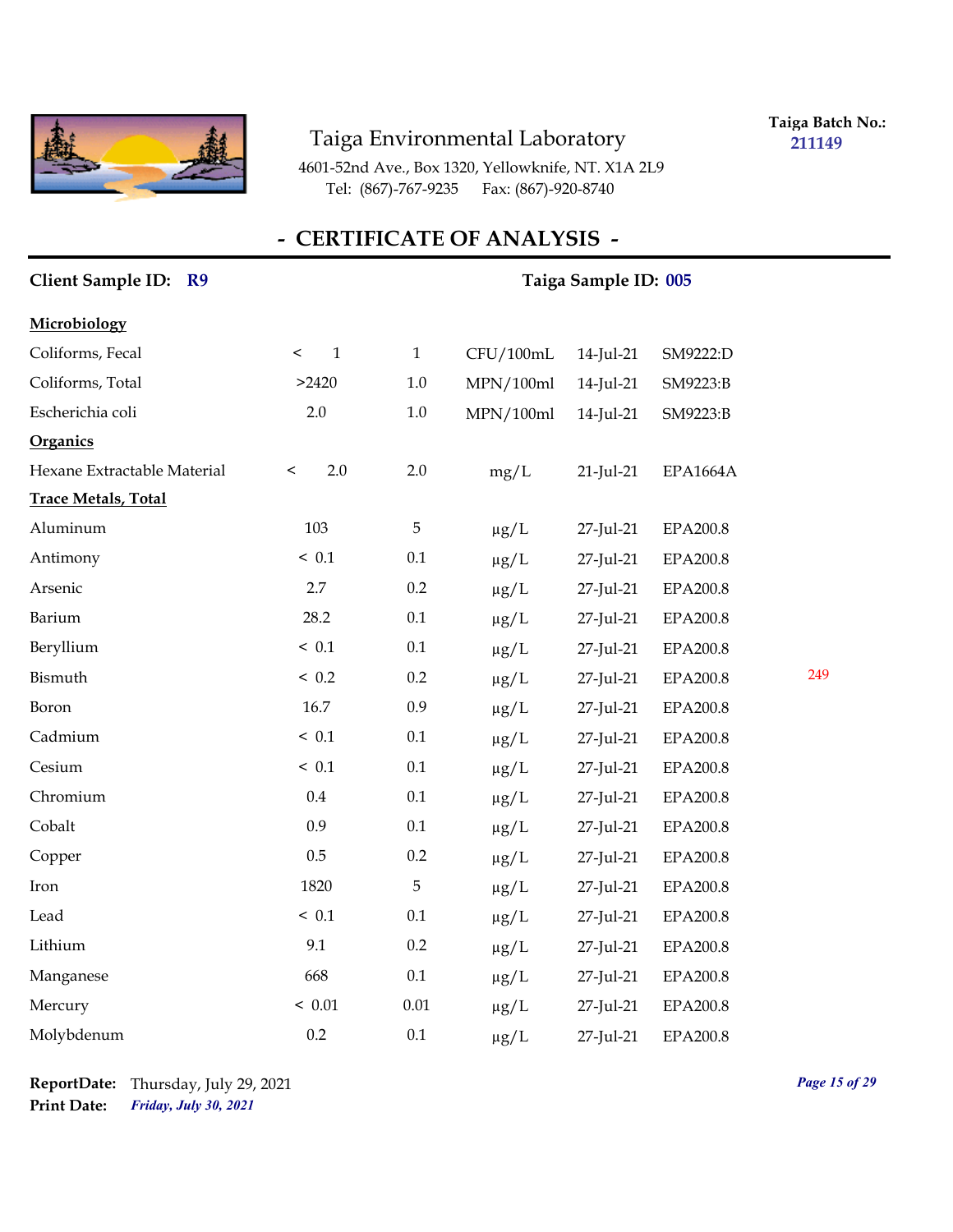Taiga Environmental Laboratory

4601-52nd Ave., Box 1320, Yellowknife, NT. X1A 2L9
Tel: (867)-767-9235 Fax: (867)-920-8740

**Taiga Batch No.:** 211149

## - CERTIFICATE OF ANALYSIS -

**Client Sample ID:** R9 **Taiga Sample ID:** 005

| | | | | | |
|---|---|---|---|---|---|
| **Microbiology** | | | | | |
| Coliforms, Fecal | < 1 | 1 | CFU/100mL | 14-Jul-21 | SM9222:D |
| Coliforms, Total | >2420 | 1.0 | MPN/100ml | 14-Jul-21 | SM9223:B |
| Escherichia coli | 2.0 | 1.0 | MPN/100ml | 14-Jul-21 | SM9223:B |
| **Organics** | | | | | |
| Hexane Extractable Material | < 2.0 | 2.0 | mg/L | 21-Jul-21 | EPA1664A |
| **Trace Metals, Total** | | | | | |
| Aluminum | 103 | 5 | μg/L | 27-Jul-21 | EPA200.8 |
| Antimony | < 0.1 | 0.1 | μg/L | 27-Jul-21 | EPA200.8 |
| Arsenic | 2.7 | 0.2 | μg/L | 27-Jul-21 | EPA200.8 |
| Barium | 28.2 | 0.1 | μg/L | 27-Jul-21 | EPA200.8 |
| Beryllium | < 0.1 | 0.1 | μg/L | 27-Jul-21 | EPA200.8 |
| Bismuth | < 0.2 | 0.2 | μg/L | 27-Jul-21 | EPA200.8 |
| Boron | 16.7 | 0.9 | μg/L | 27-Jul-21 | EPA200.8 |
| Cadmium | < 0.1 | 0.1 | μg/L | 27-Jul-21 | EPA200.8 |
| Cesium | < 0.1 | 0.1 | μg/L | 27-Jul-21 | EPA200.8 |
| Chromium | 0.4 | 0.1 | μg/L | 27-Jul-21 | EPA200.8 |
| Cobalt | 0.9 | 0.1 | μg/L | 27-Jul-21 | EPA200.8 |
| Copper | 0.5 | 0.2 | μg/L | 27-Jul-21 | EPA200.8 |
| Iron | 1820 | 5 | μg/L | 27-Jul-21 | EPA200.8 |
| Lead | < 0.1 | 0.1 | μg/L | 27-Jul-21 | EPA200.8 |
| Lithium | 9.1 | 0.2 | μg/L | 27-Jul-21 | EPA200.8 |
| Manganese | 668 | 0.1 | μg/L | 27-Jul-21 | EPA200.8 |
| Mercury | < 0.01 | 0.01 | μg/L | 27-Jul-21 | EPA200.8 |
| Molybdenum | 0.2 | 0.1 | μg/L | 27-Jul-21 | EPA200.8 |

249

**ReportDate:** Thursday, July 29, 2021
**Print Date:** *Friday, July 30, 2021*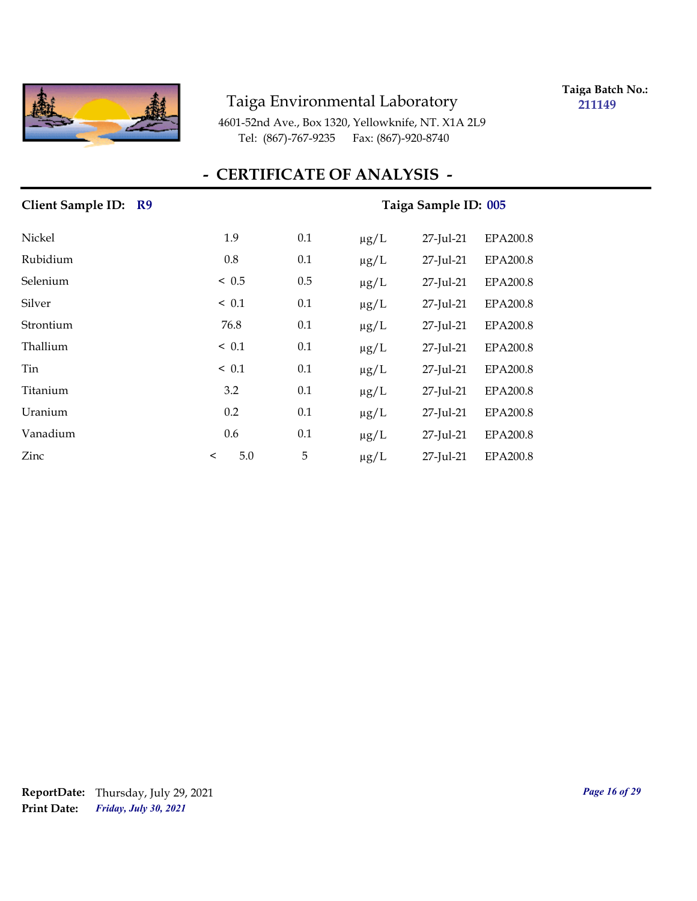Taiga Environmental Laboratory

4601-52nd Ave., Box 1320, Yellowknife, NT. X1A 2L9

Tel: (867)-767-9235 Fax: (867)-920-8740

**Taiga Batch No.:** 211149

# - CERTIFICATE OF ANALYSIS -

**Client Sample ID:** R9 **Taiga Sample ID:** 005

| | | | | | |
|---|---|---|---|---|---|
| Nickel | 1.9 | 0.1 | μg/L | 27-Jul-21 | EPA200.8 |
| Rubidium | 0.8 | 0.1 | μg/L | 27-Jul-21 | EPA200.8 |
| Selenium | < 0.5 | 0.5 | μg/L | 27-Jul-21 | EPA200.8 |
| Silver | < 0.1 | 0.1 | μg/L | 27-Jul-21 | EPA200.8 |
| Strontium | 76.8 | 0.1 | μg/L | 27-Jul-21 | EPA200.8 |
| Thallium | < 0.1 | 0.1 | μg/L | 27-Jul-21 | EPA200.8 |
| Tin | < 0.1 | 0.1 | μg/L | 27-Jul-21 | EPA200.8 |
| Titanium | 3.2 | 0.1 | μg/L | 27-Jul-21 | EPA200.8 |
| Uranium | 0.2 | 0.1 | μg/L | 27-Jul-21 | EPA200.8 |
| Vanadium | 0.6 | 0.1 | μg/L | 27-Jul-21 | EPA200.8 |
| Zinc | < 5.0 | 5 | μg/L | 27-Jul-21 | EPA200.8 |

**ReportDate:** Thursday, July 29, 2021

**Print Date:** *Friday, July 30, 2021*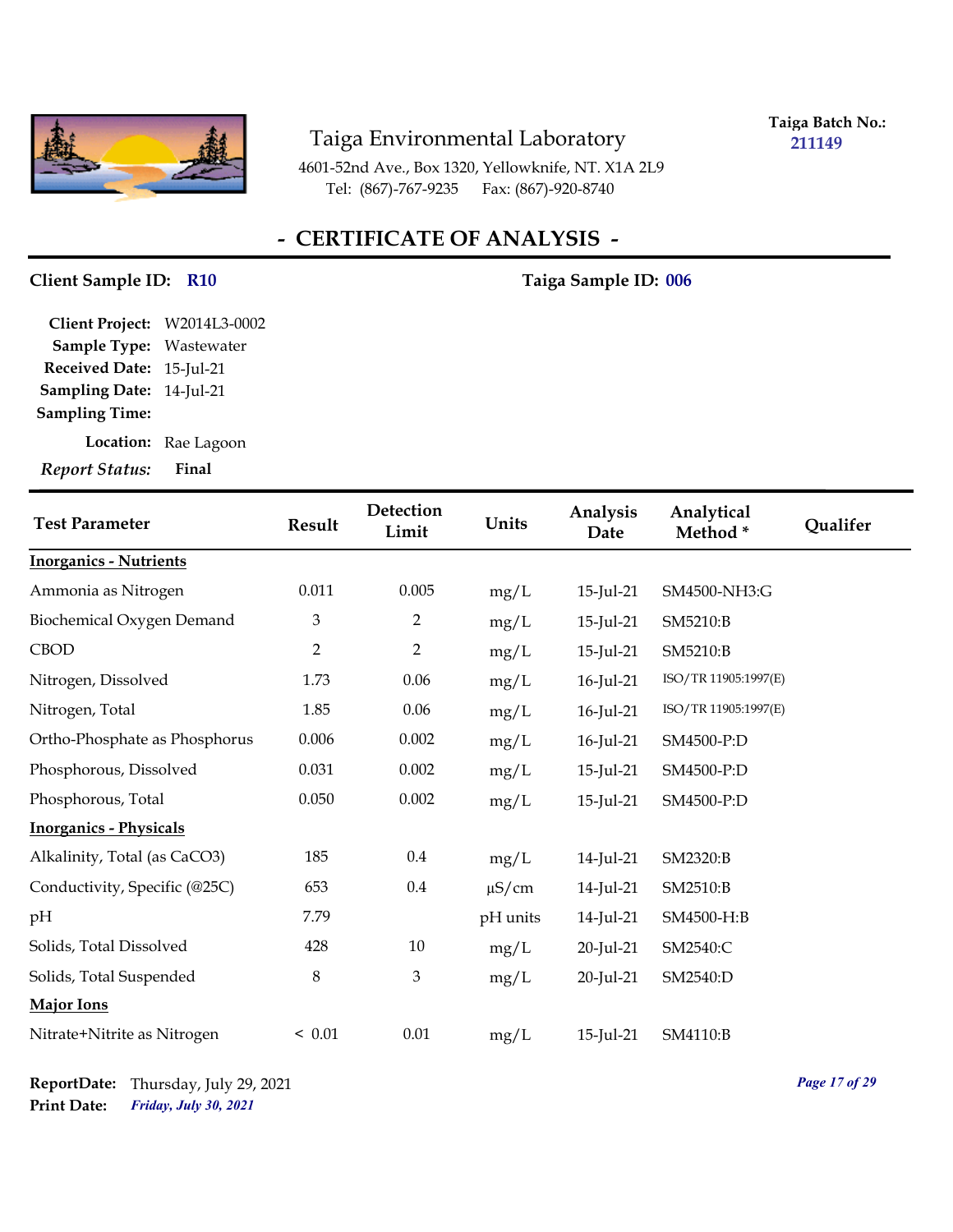Taiga Environmental Laboratory

4601-52nd Ave., Box 1320, Yellowknife, NT. X1A 2L9
Tel: (867)-767-9235 Fax: (867)-920-8740

**Taiga Batch No.:** 211149

# - CERTIFICATE OF ANALYSIS -

**Client Sample ID:** R10 **Taiga Sample ID:** 006

**Client Project:** W2014L3-0002
**Sample Type:** Wastewater
**Received Date:** 15-Jul-21
**Sampling Date:** 14-Jul-21
**Sampling Time:**
**Location:** Rae Lagoon
***Report Status:*** **Final**

| Test Parameter | Result | Detection Limit | Units | Analysis Date | Analytical Method * | Qualifer |
|---|---|---|---|---|---|---|
| **Inorganics - Nutrients** | | | | | | |
| Ammonia as Nitrogen | 0.011 | 0.005 | mg/L | 15-Jul-21 | SM4500-NH3:G | |
| Biochemical Oxygen Demand | 3 | 2 | mg/L | 15-Jul-21 | SM5210:B | |
| CBOD | 2 | 2 | mg/L | 15-Jul-21 | SM5210:B | |
| Nitrogen, Dissolved | 1.73 | 0.06 | mg/L | 16-Jul-21 | ISO/TR 11905:1997(E) | |
| Nitrogen, Total | 1.85 | 0.06 | mg/L | 16-Jul-21 | ISO/TR 11905:1997(E) | |
| Ortho-Phosphate as Phosphorus | 0.006 | 0.002 | mg/L | 16-Jul-21 | SM4500-P:D | |
| Phosphorous, Dissolved | 0.031 | 0.002 | mg/L | 15-Jul-21 | SM4500-P:D | |
| Phosphorous, Total | 0.050 | 0.002 | mg/L | 15-Jul-21 | SM4500-P:D | |
| **Inorganics - Physicals** | | | | | | |
| Alkalinity, Total (as CaCO3) | 185 | 0.4 | mg/L | 14-Jul-21 | SM2320:B | |
| Conductivity, Specific (@25C) | 653 | 0.4 | µS/cm | 14-Jul-21 | SM2510:B | |
| pH | 7.79 | | pH units | 14-Jul-21 | SM4500-H:B | |
| Solids, Total Dissolved | 428 | 10 | mg/L | 20-Jul-21 | SM2540:C | |
| Solids, Total Suspended | 8 | 3 | mg/L | 20-Jul-21 | SM2540:D | |
| **Major Ions** | | | | | | |
| Nitrate+Nitrite as Nitrogen | < 0.01 | 0.01 | mg/L | 15-Jul-21 | SM4110:B | |

**ReportDate:** Thursday, July 29, 2021
**Print Date:** ***Friday, July 30, 2021***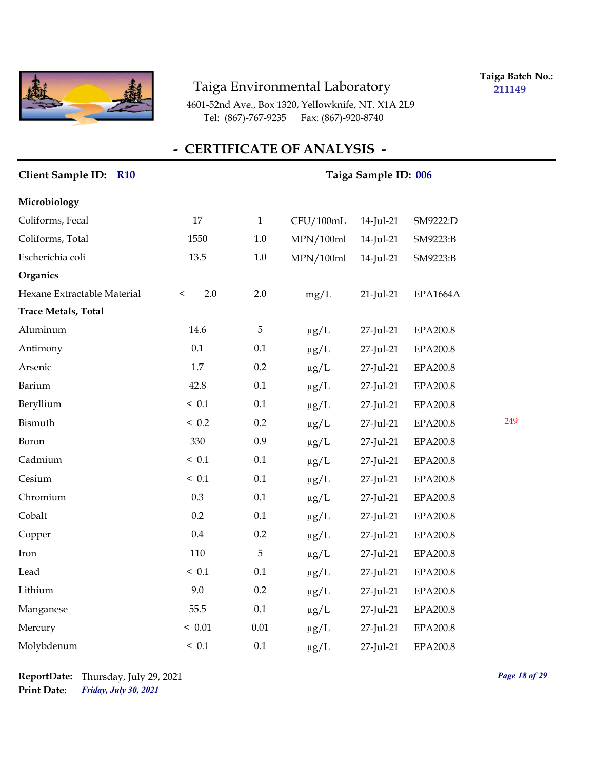# Taiga Environmental Laboratory

4601-52nd Ave., Box 1320, Yellowknife, NT. X1A 2L9
Tel: (867)-767-9235 Fax: (867)-920-8740

**Taiga Batch No.:** 211149

## - CERTIFICATE OF ANALYSIS -

**Client Sample ID:** R10 **Taiga Sample ID:** 006

| | | | | | |
|---|---|---|---|---|---|
| **Microbiology** | | | | | |
| Coliforms, Fecal | 17 | 1 | CFU/100mL | 14-Jul-21 | SM9222:D |
| Coliforms, Total | 1550 | 1.0 | MPN/100ml | 14-Jul-21 | SM9223:B |
| Escherichia coli | 13.5 | 1.0 | MPN/100ml | 14-Jul-21 | SM9223:B |
| **Organics** | | | | | |
| Hexane Extractable Material | < 2.0 | 2.0 | mg/L | 21-Jul-21 | EPA1664A |
| **Trace Metals, Total** | | | | | |
| Aluminum | 14.6 | 5 | μg/L | 27-Jul-21 | EPA200.8 |
| Antimony | 0.1 | 0.1 | μg/L | 27-Jul-21 | EPA200.8 |
| Arsenic | 1.7 | 0.2 | μg/L | 27-Jul-21 | EPA200.8 |
| Barium | 42.8 | 0.1 | μg/L | 27-Jul-21 | EPA200.8 |
| Beryllium | < 0.1 | 0.1 | μg/L | 27-Jul-21 | EPA200.8 |
| Bismuth | < 0.2 | 0.2 | μg/L | 27-Jul-21 | EPA200.8 |
| Boron | 330 | 0.9 | μg/L | 27-Jul-21 | EPA200.8 |
| Cadmium | < 0.1 | 0.1 | μg/L | 27-Jul-21 | EPA200.8 |
| Cesium | < 0.1 | 0.1 | μg/L | 27-Jul-21 | EPA200.8 |
| Chromium | 0.3 | 0.1 | μg/L | 27-Jul-21 | EPA200.8 |
| Cobalt | 0.2 | 0.1 | μg/L | 27-Jul-21 | EPA200.8 |
| Copper | 0.4 | 0.2 | μg/L | 27-Jul-21 | EPA200.8 |
| Iron | 110 | 5 | μg/L | 27-Jul-21 | EPA200.8 |
| Lead | < 0.1 | 0.1 | μg/L | 27-Jul-21 | EPA200.8 |
| Lithium | 9.0 | 0.2 | μg/L | 27-Jul-21 | EPA200.8 |
| Manganese | 55.5 | 0.1 | μg/L | 27-Jul-21 | EPA200.8 |
| Mercury | < 0.01 | 0.01 | μg/L | 27-Jul-21 | EPA200.8 |
| Molybdenum | < 0.1 | 0.1 | μg/L | 27-Jul-21 | EPA200.8 |

249

**ReportDate:** Thursday, July 29, 2021
**Print Date:** *Friday, July 30, 2021*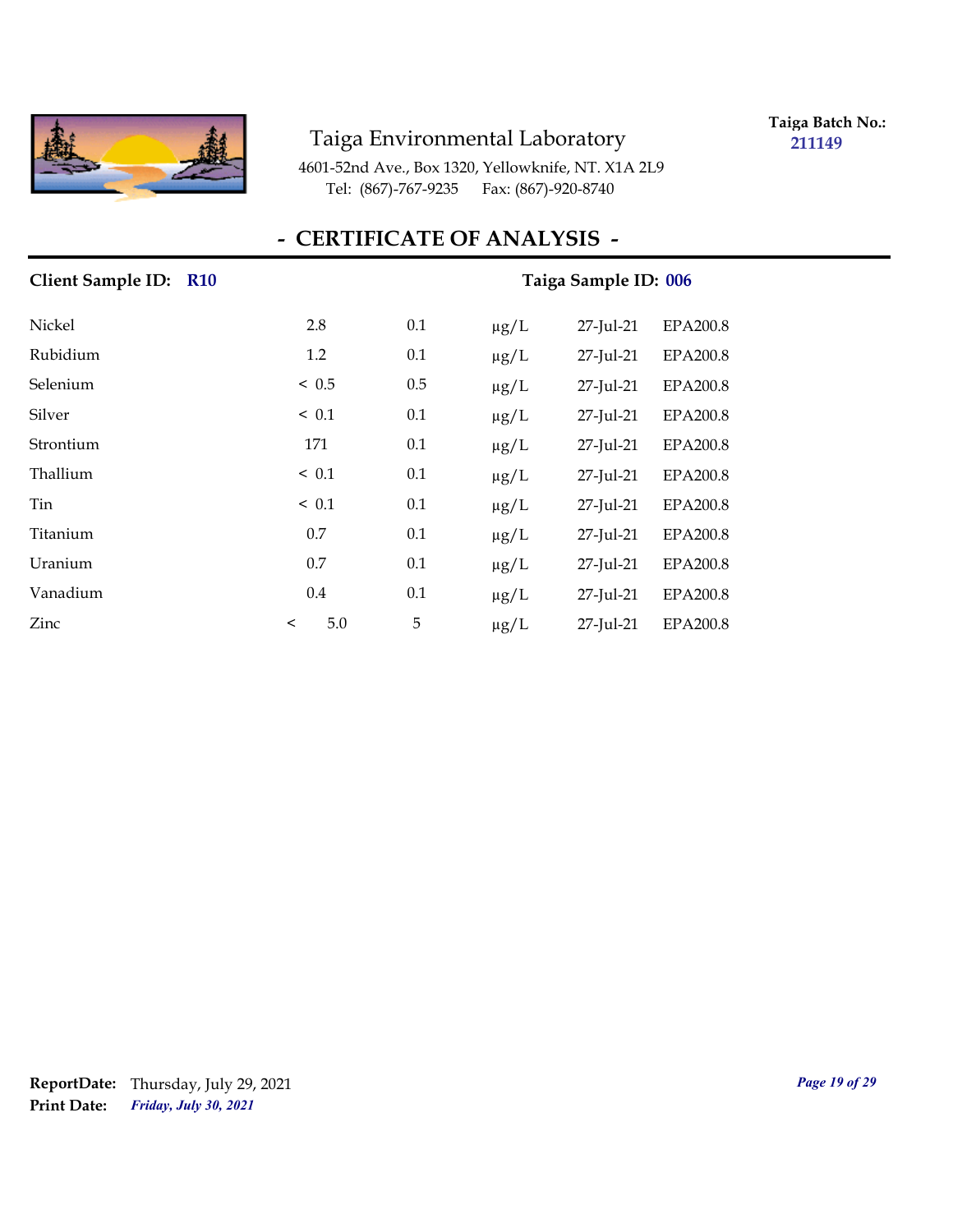Taiga Environmental Laboratory

4601-52nd Ave., Box 1320, Yellowknife, NT. X1A 2L9
Tel: (867)-767-9235 Fax: (867)-920-8740

**Taiga Batch No.:** **211149**

## - CERTIFICATE OF ANALYSIS -

**Client Sample ID:** **R10** **Taiga Sample ID:** **006**

| | | | | | |
|---|---|---|---|---|---|
| Nickel | 2.8 | 0.1 | µg/L | 27-Jul-21 | EPA200.8 |
| Rubidium | 1.2 | 0.1 | µg/L | 27-Jul-21 | EPA200.8 |
| Selenium | < 0.5 | 0.5 | µg/L | 27-Jul-21 | EPA200.8 |
| Silver | < 0.1 | 0.1 | µg/L | 27-Jul-21 | EPA200.8 |
| Strontium | 171 | 0.1 | µg/L | 27-Jul-21 | EPA200.8 |
| Thallium | < 0.1 | 0.1 | µg/L | 27-Jul-21 | EPA200.8 |
| Tin | < 0.1 | 0.1 | µg/L | 27-Jul-21 | EPA200.8 |
| Titanium | 0.7 | 0.1 | µg/L | 27-Jul-21 | EPA200.8 |
| Uranium | 0.7 | 0.1 | µg/L | 27-Jul-21 | EPA200.8 |
| Vanadium | 0.4 | 0.1 | µg/L | 27-Jul-21 | EPA200.8 |
| Zinc | < 5.0 | 5 | µg/L | 27-Jul-21 | EPA200.8 |

**ReportDate:** Thursday, July 29, 2021
**Print Date:** ***Friday, July 30, 2021***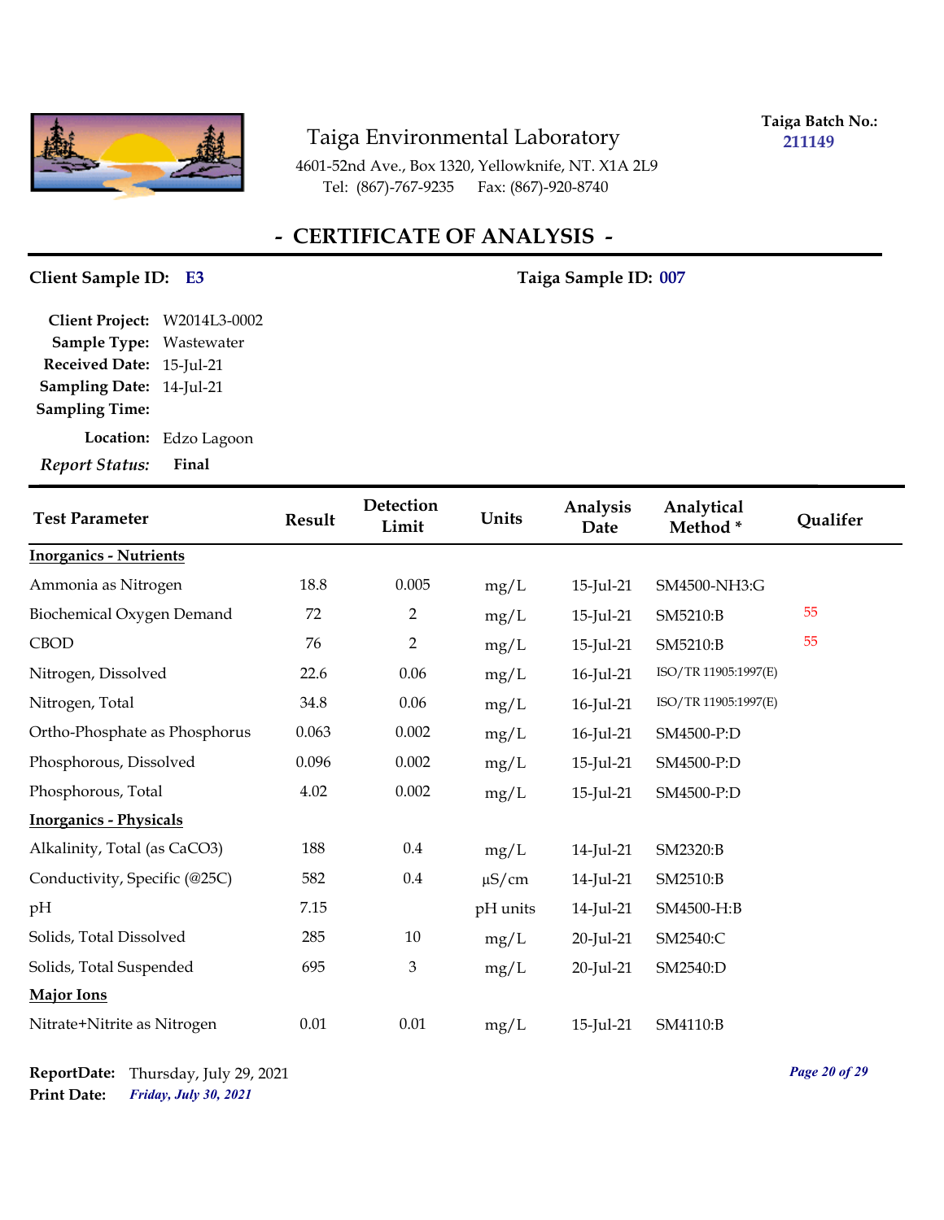# Taiga Environmental Laboratory

4601-52nd Ave., Box 1320, Yellowknife, NT. X1A 2L9
Tel: (867)-767-9235 Fax: (867)-920-8740

**Taiga Batch No.:** 211149

## - CERTIFICATE OF ANALYSIS -

**Client Sample ID:** E3 **Taiga Sample ID:** 007

**Client Project:** W2014L3-0002
**Sample Type:** Wastewater
**Received Date:** 15-Jul-21
**Sampling Date:** 14-Jul-21
**Sampling Time:**
**Location:** Edzo Lagoon
***Report Status:*** **Final**

| Test Parameter | Result | Detection Limit | Units | Analysis Date | Analytical Method * | Qualifer |
|---|---|---|---|---|---|---|
| **Inorganics - Nutrients** | | | | | | |
| Ammonia as Nitrogen | 18.8 | 0.005 | mg/L | 15-Jul-21 | SM4500-NH3:G | |
| Biochemical Oxygen Demand | 72 | 2 | mg/L | 15-Jul-21 | SM5210:B | 55 |
| CBOD | 76 | 2 | mg/L | 15-Jul-21 | SM5210:B | 55 |
| Nitrogen, Dissolved | 22.6 | 0.06 | mg/L | 16-Jul-21 | ISO/TR 11905:1997(E) | |
| Nitrogen, Total | 34.8 | 0.06 | mg/L | 16-Jul-21 | ISO/TR 11905:1997(E) | |
| Ortho-Phosphate as Phosphorus | 0.063 | 0.002 | mg/L | 16-Jul-21 | SM4500-P:D | |
| Phosphorous, Dissolved | 0.096 | 0.002 | mg/L | 15-Jul-21 | SM4500-P:D | |
| Phosphorous, Total | 4.02 | 0.002 | mg/L | 15-Jul-21 | SM4500-P:D | |
| **Inorganics - Physicals** | | | | | | |
| Alkalinity, Total (as CaCO3) | 188 | 0.4 | mg/L | 14-Jul-21 | SM2320:B | |
| Conductivity, Specific (@25C) | 582 | 0.4 | µS/cm | 14-Jul-21 | SM2510:B | |
| pH | 7.15 | | pH units | 14-Jul-21 | SM4500-H:B | |
| Solids, Total Dissolved | 285 | 10 | mg/L | 20-Jul-21 | SM2540:C | |
| Solids, Total Suspended | 695 | 3 | mg/L | 20-Jul-21 | SM2540:D | |
| **Major Ions** | | | | | | |
| Nitrate+Nitrite as Nitrogen | 0.01 | 0.01 | mg/L | 15-Jul-21 | SM4110:B | |

**ReportDate:** Thursday, July 29, 2021
**Print Date:** *Friday, July 30, 2021*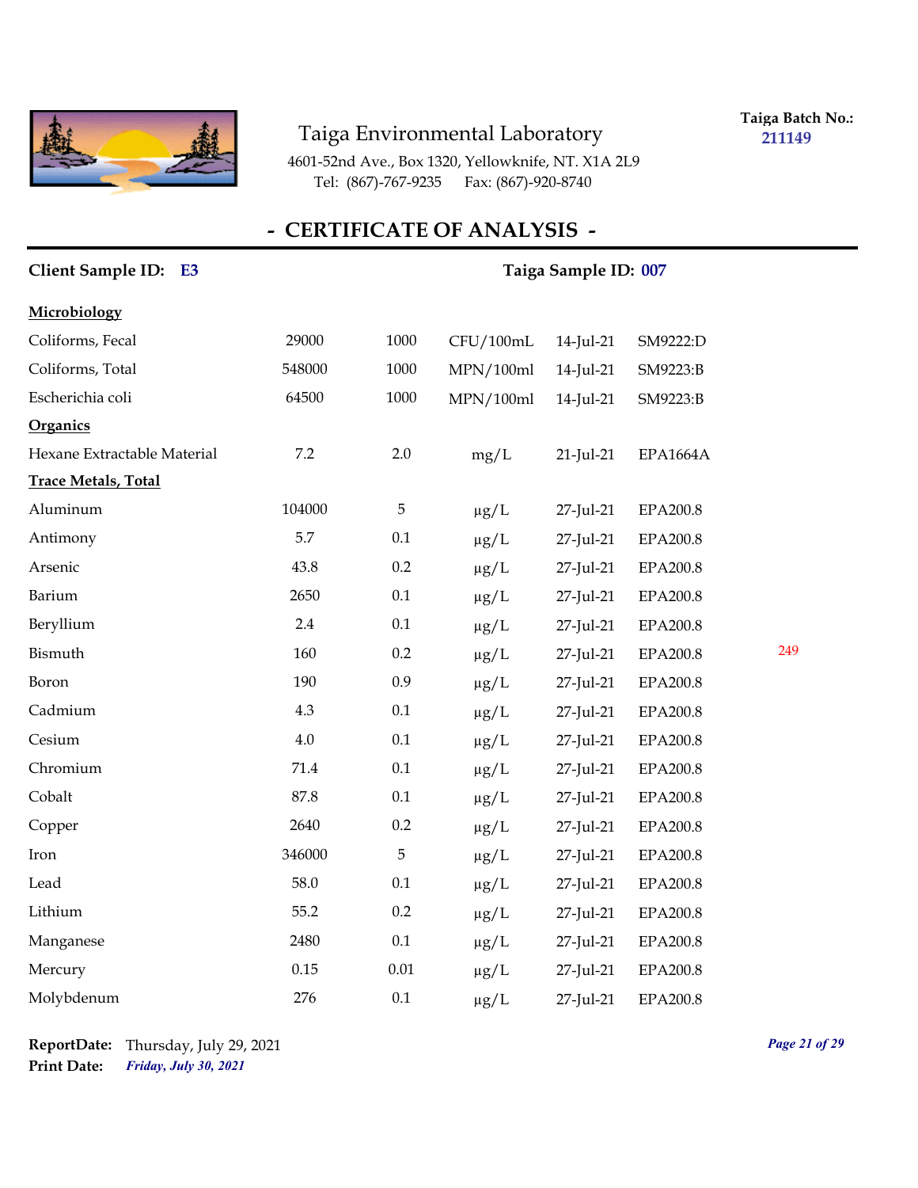# Taiga Environmental Laboratory

4601-52nd Ave., Box 1320, Yellowknife, NT. X1A 2L9
Tel: (867)-767-9235 Fax: (867)-920-8740

**Taiga Batch No.:** **211149**

## - CERTIFICATE OF ANALYSIS -

**Client Sample ID:** **E3** **Taiga Sample ID:** **007**

| | | | | | | |
|---|---|---|---|---|---|---|
| **Microbiology** | | | | | | |
| Coliforms, Fecal | 29000 | 1000 | CFU/100mL | 14-Jul-21 | SM9222:D | |
| Coliforms, Total | 548000 | 1000 | MPN/100ml | 14-Jul-21 | SM9223:B | |
| Escherichia coli | 64500 | 1000 | MPN/100ml | 14-Jul-21 | SM9223:B | |
| **Organics** | | | | | | |
| Hexane Extractable Material | 7.2 | 2.0 | mg/L | 21-Jul-21 | EPA1664A | |
| **Trace Metals, Total** | | | | | | |
| Aluminum | 104000 | 5 | µg/L | 27-Jul-21 | EPA200.8 | |
| Antimony | 5.7 | 0.1 | µg/L | 27-Jul-21 | EPA200.8 | |
| Arsenic | 43.8 | 0.2 | µg/L | 27-Jul-21 | EPA200.8 | |
| Barium | 2650 | 0.1 | µg/L | 27-Jul-21 | EPA200.8 | |
| Beryllium | 2.4 | 0.1 | µg/L | 27-Jul-21 | EPA200.8 | |
| Bismuth | 160 | 0.2 | µg/L | 27-Jul-21 | EPA200.8 | 249 |
| Boron | 190 | 0.9 | µg/L | 27-Jul-21 | EPA200.8 | |
| Cadmium | 4.3 | 0.1 | µg/L | 27-Jul-21 | EPA200.8 | |
| Cesium | 4.0 | 0.1 | µg/L | 27-Jul-21 | EPA200.8 | |
| Chromium | 71.4 | 0.1 | µg/L | 27-Jul-21 | EPA200.8 | |
| Cobalt | 87.8 | 0.1 | µg/L | 27-Jul-21 | EPA200.8 | |
| Copper | 2640 | 0.2 | µg/L | 27-Jul-21 | EPA200.8 | |
| Iron | 346000 | 5 | µg/L | 27-Jul-21 | EPA200.8 | |
| Lead | 58.0 | 0.1 | µg/L | 27-Jul-21 | EPA200.8 | |
| Lithium | 55.2 | 0.2 | µg/L | 27-Jul-21 | EPA200.8 | |
| Manganese | 2480 | 0.1 | µg/L | 27-Jul-21 | EPA200.8 | |
| Mercury | 0.15 | 0.01 | µg/L | 27-Jul-21 | EPA200.8 | |
| Molybdenum | 276 | 0.1 | µg/L | 27-Jul-21 | EPA200.8 | |

**ReportDate:** Thursday, July 29, 2021
**Print Date:** *Friday, July 30, 2021*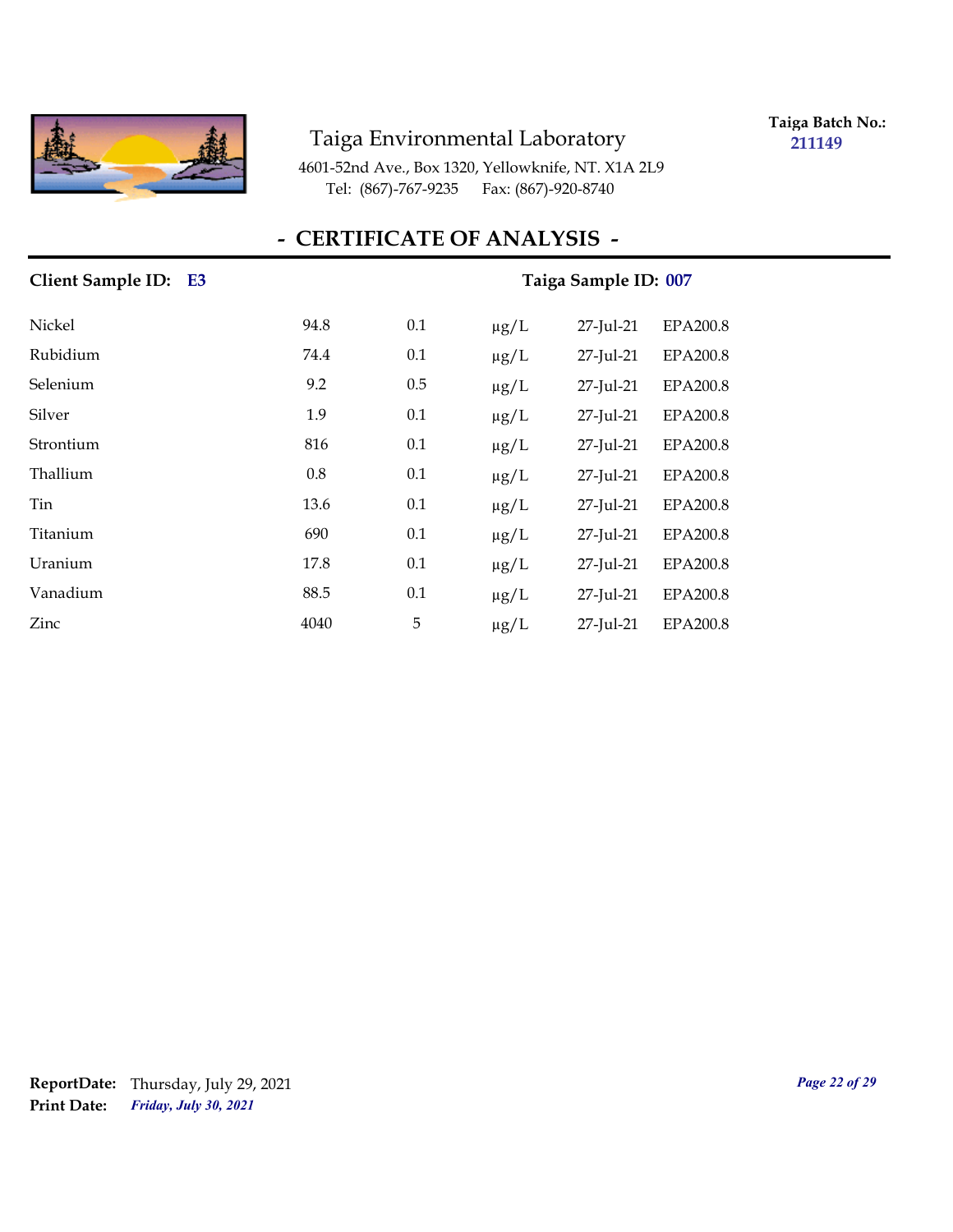Taiga Environmental Laboratory

4601-52nd Ave., Box 1320, Yellowknife, NT. X1A 2L9

Tel: (867)-767-9235 Fax: (867)-920-8740

**Taiga Batch No.:** **211149**

# - CERTIFICATE OF ANALYSIS -

**Client Sample ID:** **E3** **Taiga Sample ID:** **007**

| | | | | | |
|---|---|---|---|---|---|
| Nickel | 94.8 | 0.1 | μg/L | 27-Jul-21 | EPA200.8 |
| Rubidium | 74.4 | 0.1 | μg/L | 27-Jul-21 | EPA200.8 |
| Selenium | 9.2 | 0.5 | μg/L | 27-Jul-21 | EPA200.8 |
| Silver | 1.9 | 0.1 | μg/L | 27-Jul-21 | EPA200.8 |
| Strontium | 816 | 0.1 | μg/L | 27-Jul-21 | EPA200.8 |
| Thallium | 0.8 | 0.1 | μg/L | 27-Jul-21 | EPA200.8 |
| Tin | 13.6 | 0.1 | μg/L | 27-Jul-21 | EPA200.8 |
| Titanium | 690 | 0.1 | μg/L | 27-Jul-21 | EPA200.8 |
| Uranium | 17.8 | 0.1 | μg/L | 27-Jul-21 | EPA200.8 |
| Vanadium | 88.5 | 0.1 | μg/L | 27-Jul-21 | EPA200.8 |
| Zinc | 4040 | 5 | μg/L | 27-Jul-21 | EPA200.8 |

**ReportDate:** Thursday, July 29, 2021

**Print Date:** ***Friday, July 30, 2021***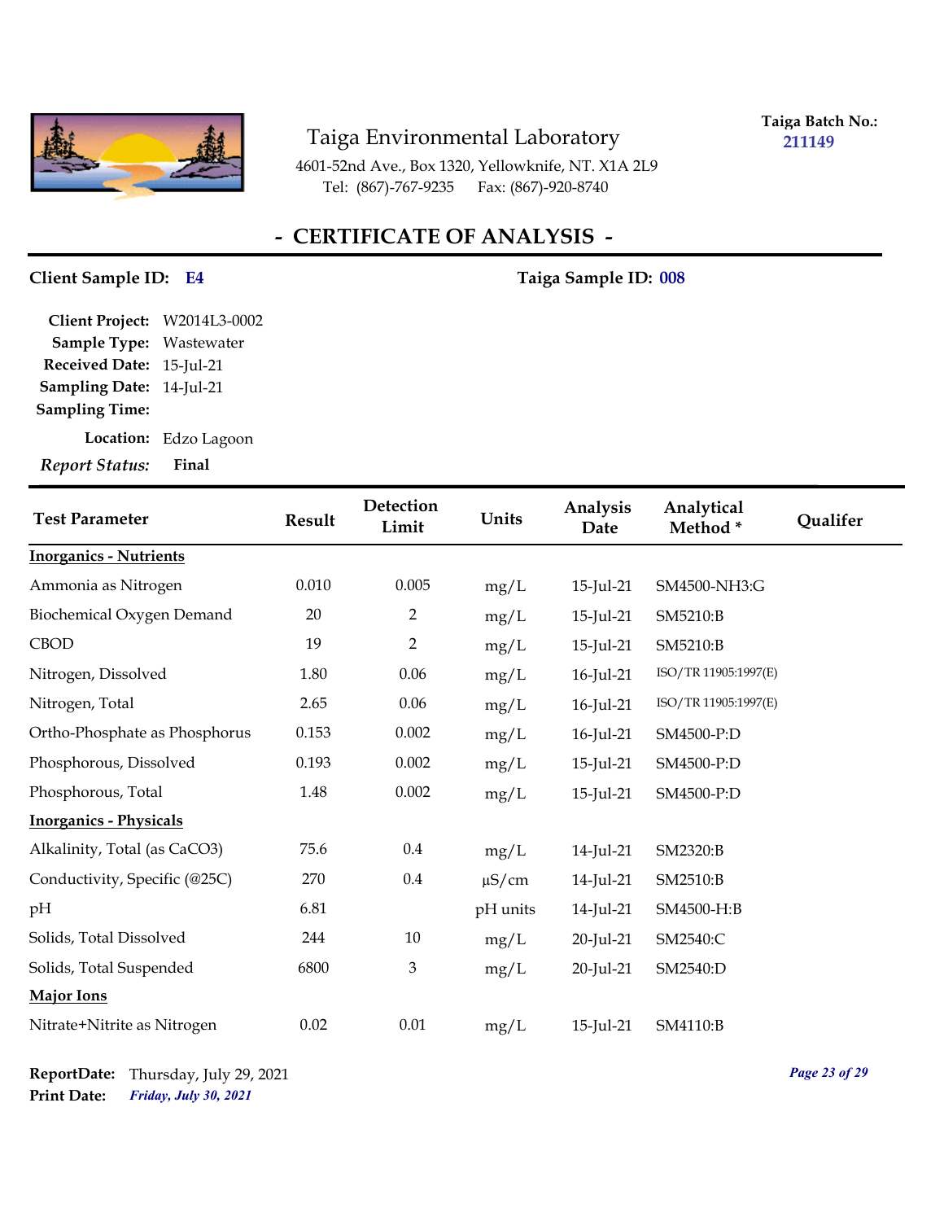# Taiga Environmental Laboratory

4601-52nd Ave., Box 1320, Yellowknife, NT. X1A 2L9
Tel: (867)-767-9235 Fax: (867)-920-8740

**Taiga Batch No.:** 211149

## - CERTIFICATE OF ANALYSIS -

**Client Sample ID:** E4 **Taiga Sample ID:** 008

**Client Project:** W2014L3-0002
**Sample Type:** Wastewater
**Received Date:** 15-Jul-21
**Sampling Date:** 14-Jul-21
**Sampling Time:**
**Location:** Edzo Lagoon
***Report Status:*** **Final**

| Test Parameter | Result | Detection Limit | Units | Analysis Date | Analytical Method * | Qualifer |
|---|---|---|---|---|---|---|
| **Inorganics - Nutrients** | | | | | | |
| Ammonia as Nitrogen | 0.010 | 0.005 | mg/L | 15-Jul-21 | SM4500-NH3:G | |
| Biochemical Oxygen Demand | 20 | 2 | mg/L | 15-Jul-21 | SM5210:B | |
| CBOD | 19 | 2 | mg/L | 15-Jul-21 | SM5210:B | |
| Nitrogen, Dissolved | 1.80 | 0.06 | mg/L | 16-Jul-21 | ISO/TR 11905:1997(E) | |
| Nitrogen, Total | 2.65 | 0.06 | mg/L | 16-Jul-21 | ISO/TR 11905:1997(E) | |
| Ortho-Phosphate as Phosphorus | 0.153 | 0.002 | mg/L | 16-Jul-21 | SM4500-P:D | |
| Phosphorous, Dissolved | 0.193 | 0.002 | mg/L | 15-Jul-21 | SM4500-P:D | |
| Phosphorous, Total | 1.48 | 0.002 | mg/L | 15-Jul-21 | SM4500-P:D | |
| **Inorganics - Physicals** | | | | | | |
| Alkalinity, Total (as CaCO3) | 75.6 | 0.4 | mg/L | 14-Jul-21 | SM2320:B | |
| Conductivity, Specific (@25C) | 270 | 0.4 | µS/cm | 14-Jul-21 | SM2510:B | |
| pH | 6.81 | | pH units | 14-Jul-21 | SM4500-H:B | |
| Solids, Total Dissolved | 244 | 10 | mg/L | 20-Jul-21 | SM2540:C | |
| Solids, Total Suspended | 6800 | 3 | mg/L | 20-Jul-21 | SM2540:D | |
| **Major Ions** | | | | | | |
| Nitrate+Nitrite as Nitrogen | 0.02 | 0.01 | mg/L | 15-Jul-21 | SM4110:B | |

**ReportDate:** Thursday, July 29, 2021
**Print Date:** *Friday, July 30, 2021*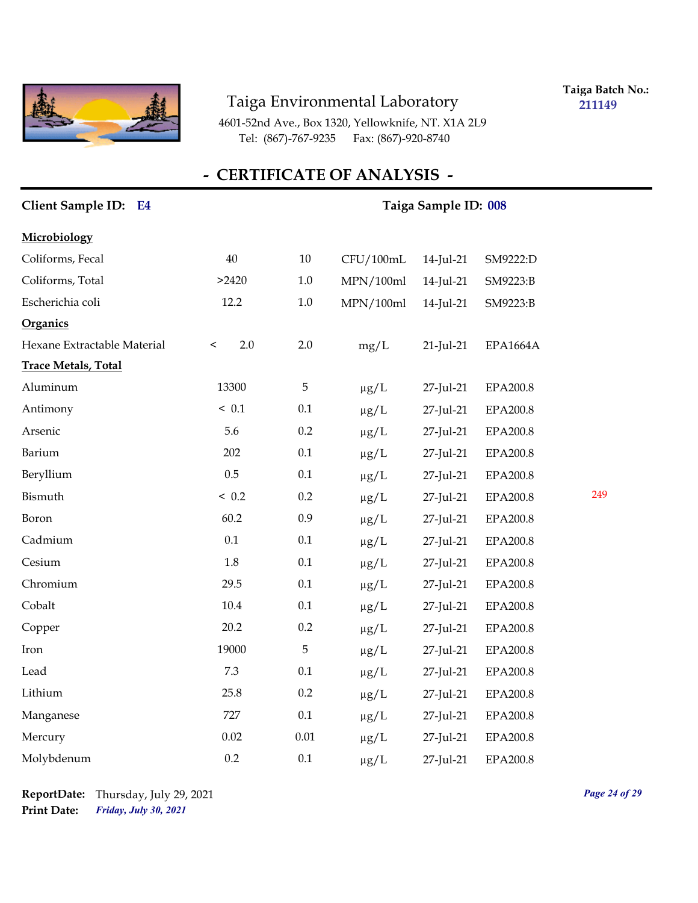Taiga Environmental Laboratory

4601-52nd Ave., Box 1320, Yellowknife, NT. X1A 2L9

Tel: (867)-767-9235 Fax: (867)-920-8740

**Taiga Batch No.:** **211149**

## - CERTIFICATE OF ANALYSIS -

**Client Sample ID:** **E4** **Taiga Sample ID:** **008**

| | | | | | | |
|---|---|---|---|---|---|---|
| **Microbiology** | | | | | | |
| Coliforms, Fecal | 40 | 10 | CFU/100mL | 14-Jul-21 | SM9222:D | |
| Coliforms, Total | >2420 | 1.0 | MPN/100ml | 14-Jul-21 | SM9223:B | |
| Escherichia coli | 12.2 | 1.0 | MPN/100ml | 14-Jul-21 | SM9223:B | |
| **Organics** | | | | | | |
| Hexane Extractable Material | < 2.0 | 2.0 | mg/L | 21-Jul-21 | EPA1664A | |
| **Trace Metals, Total** | | | | | | |
| Aluminum | 13300 | 5 | µg/L | 27-Jul-21 | EPA200.8 | |
| Antimony | < 0.1 | 0.1 | µg/L | 27-Jul-21 | EPA200.8 | |
| Arsenic | 5.6 | 0.2 | µg/L | 27-Jul-21 | EPA200.8 | |
| Barium | 202 | 0.1 | µg/L | 27-Jul-21 | EPA200.8 | |
| Beryllium | 0.5 | 0.1 | µg/L | 27-Jul-21 | EPA200.8 | |
| Bismuth | < 0.2 | 0.2 | µg/L | 27-Jul-21 | EPA200.8 | 249 |
| Boron | 60.2 | 0.9 | µg/L | 27-Jul-21 | EPA200.8 | |
| Cadmium | 0.1 | 0.1 | µg/L | 27-Jul-21 | EPA200.8 | |
| Cesium | 1.8 | 0.1 | µg/L | 27-Jul-21 | EPA200.8 | |
| Chromium | 29.5 | 0.1 | µg/L | 27-Jul-21 | EPA200.8 | |
| Cobalt | 10.4 | 0.1 | µg/L | 27-Jul-21 | EPA200.8 | |
| Copper | 20.2 | 0.2 | µg/L | 27-Jul-21 | EPA200.8 | |
| Iron | 19000 | 5 | µg/L | 27-Jul-21 | EPA200.8 | |
| Lead | 7.3 | 0.1 | µg/L | 27-Jul-21 | EPA200.8 | |
| Lithium | 25.8 | 0.2 | µg/L | 27-Jul-21 | EPA200.8 | |
| Manganese | 727 | 0.1 | µg/L | 27-Jul-21 | EPA200.8 | |
| Mercury | 0.02 | 0.01 | µg/L | 27-Jul-21 | EPA200.8 | |
| Molybdenum | 0.2 | 0.1 | µg/L | 27-Jul-21 | EPA200.8 | |

**ReportDate:** Thursday, July 29, 2021

**Print Date:** ***Friday, July 30, 2021***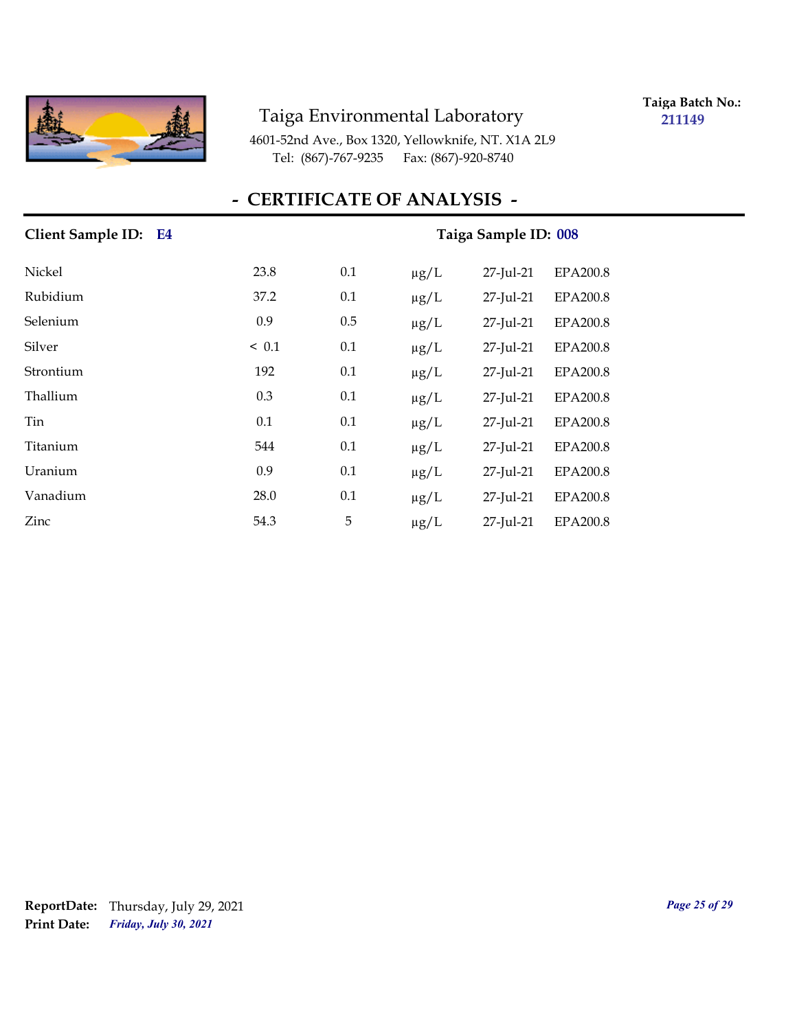Taiga Environmental Laboratory
4601-52nd Ave., Box 1320, Yellowknife, NT. X1A 2L9
Tel: (867)-767-9235 Fax: (867)-920-8740

**Taiga Batch No.: 211149**

## - CERTIFICATE OF ANALYSIS -

**Client Sample ID: E4** **Taiga Sample ID: 008**

| | | | | | |
|---|---|---|---|---|---|
| Nickel | 23.8 | 0.1 | µg/L | 27-Jul-21 | EPA200.8 |
| Rubidium | 37.2 | 0.1 | µg/L | 27-Jul-21 | EPA200.8 |
| Selenium | 0.9 | 0.5 | µg/L | 27-Jul-21 | EPA200.8 |
| Silver | < 0.1 | 0.1 | µg/L | 27-Jul-21 | EPA200.8 |
| Strontium | 192 | 0.1 | µg/L | 27-Jul-21 | EPA200.8 |
| Thallium | 0.3 | 0.1 | µg/L | 27-Jul-21 | EPA200.8 |
| Tin | 0.1 | 0.1 | µg/L | 27-Jul-21 | EPA200.8 |
| Titanium | 544 | 0.1 | µg/L | 27-Jul-21 | EPA200.8 |
| Uranium | 0.9 | 0.1 | µg/L | 27-Jul-21 | EPA200.8 |
| Vanadium | 28.0 | 0.1 | µg/L | 27-Jul-21 | EPA200.8 |
| Zinc | 54.3 | 5 | µg/L | 27-Jul-21 | EPA200.8 |

**ReportDate:** Thursday, July 29, 2021
**Print Date:** *Friday, July 30, 2021*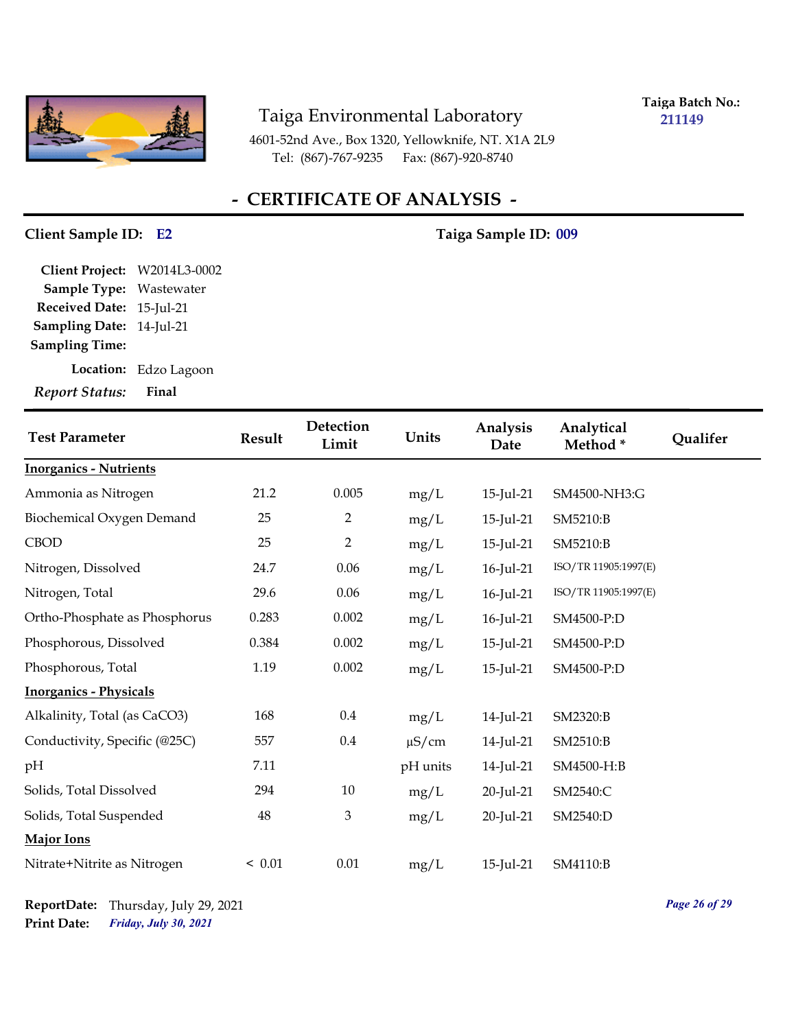# Taiga Environmental Laboratory

4601-52nd Ave., Box 1320, Yellowknife, NT. X1A 2L9
Tel: (867)-767-9235 Fax: (867)-920-8740

**Taiga Batch No.:** 211149

## - CERTIFICATE OF ANALYSIS -

**Client Sample ID:** E2 **Taiga Sample ID:** 009

**Client Project:** W2014L3-0002
**Sample Type:** Wastewater
**Received Date:** 15-Jul-21
**Sampling Date:** 14-Jul-21
**Sampling Time:**
**Location:** Edzo Lagoon
***Report Status:*** **Final**

| Test Parameter | Result | Detection Limit | Units | Analysis Date | Analytical Method * | Qualifer |
|---|---|---|---|---|---|---|
| **Inorganics - Nutrients** | | | | | | |
| Ammonia as Nitrogen | 21.2 | 0.005 | mg/L | 15-Jul-21 | SM4500-NH3:G | |
| Biochemical Oxygen Demand | 25 | 2 | mg/L | 15-Jul-21 | SM5210:B | |
| CBOD | 25 | 2 | mg/L | 15-Jul-21 | SM5210:B | |
| Nitrogen, Dissolved | 24.7 | 0.06 | mg/L | 16-Jul-21 | ISO/TR 11905:1997(E) | |
| Nitrogen, Total | 29.6 | 0.06 | mg/L | 16-Jul-21 | ISO/TR 11905:1997(E) | |
| Ortho-Phosphate as Phosphorus | 0.283 | 0.002 | mg/L | 16-Jul-21 | SM4500-P:D | |
| Phosphorous, Dissolved | 0.384 | 0.002 | mg/L | 15-Jul-21 | SM4500-P:D | |
| Phosphorous, Total | 1.19 | 0.002 | mg/L | 15-Jul-21 | SM4500-P:D | |
| **Inorganics - Physicals** | | | | | | |
| Alkalinity, Total (as CaCO3) | 168 | 0.4 | mg/L | 14-Jul-21 | SM2320:B | |
| Conductivity, Specific (@25C) | 557 | 0.4 | µS/cm | 14-Jul-21 | SM2510:B | |
| pH | 7.11 | | pH units | 14-Jul-21 | SM4500-H:B | |
| Solids, Total Dissolved | 294 | 10 | mg/L | 20-Jul-21 | SM2540:C | |
| Solids, Total Suspended | 48 | 3 | mg/L | 20-Jul-21 | SM2540:D | |
| **Major Ions** | | | | | | |
| Nitrate+Nitrite as Nitrogen | < 0.01 | 0.01 | mg/L | 15-Jul-21 | SM4110:B | |

**ReportDate:** Thursday, July 29, 2021
**Print Date:** *Friday, July 30, 2021*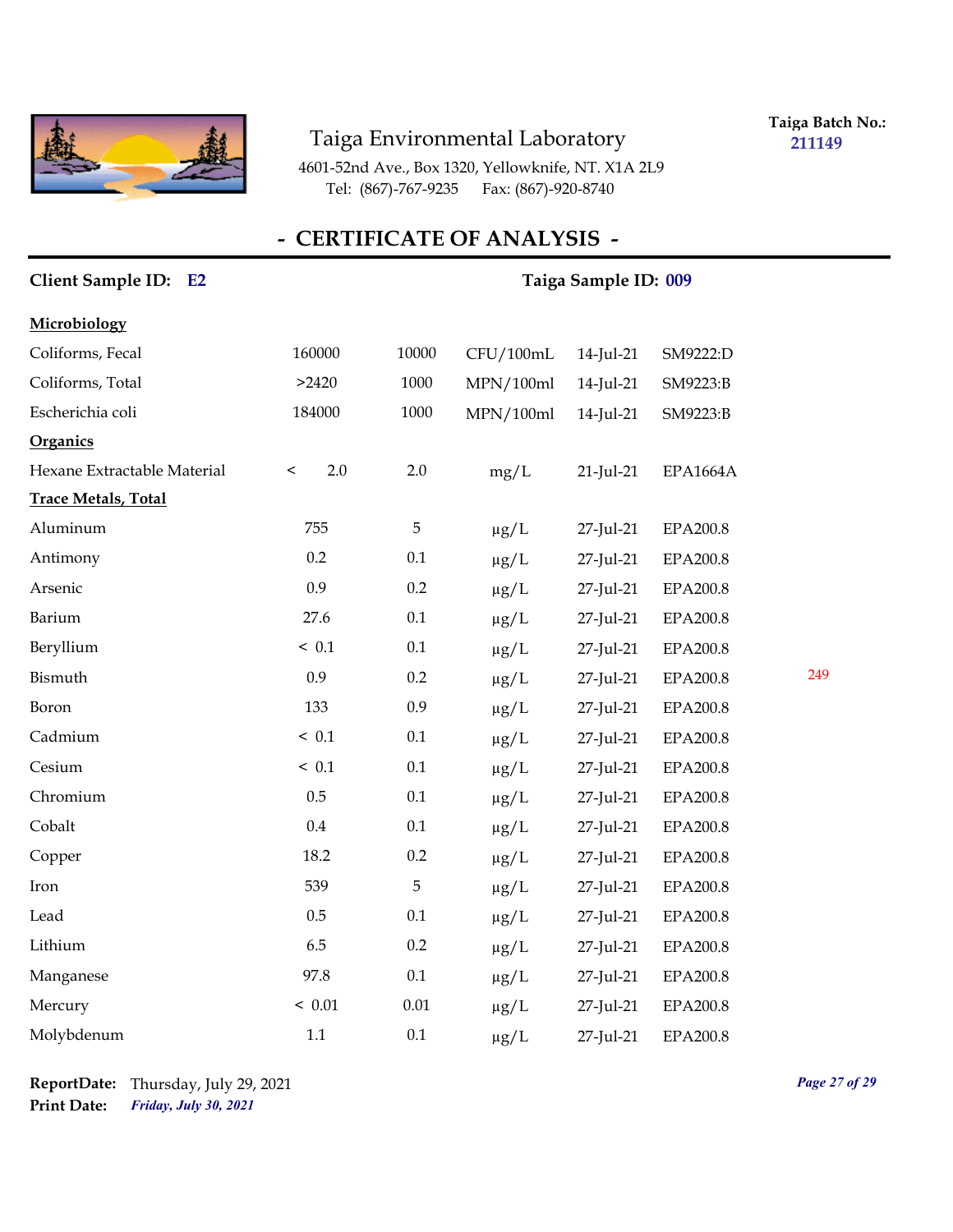Taiga Environmental Laboratory

4601-52nd Ave., Box 1320, Yellowknife, NT. X1A 2L9
Tel: (867)-767-9235 Fax: (867)-920-8740

**Taiga Batch No.:** 211149

## - CERTIFICATE OF ANALYSIS -

**Client Sample ID:** E2 **Taiga Sample ID:** 009

| | | | | | |
|---|---|---|---|---|---|
| **Microbiology** | | | | | |
| Coliforms, Fecal | 160000 | 10000 | CFU/100mL | 14-Jul-21 | SM9222:D |
| Coliforms, Total | >2420 | 1000 | MPN/100ml | 14-Jul-21 | SM9223:B |
| Escherichia coli | 184000 | 1000 | MPN/100ml | 14-Jul-21 | SM9223:B |
| **Organics** | | | | | |
| Hexane Extractable Material | < 2.0 | 2.0 | mg/L | 21-Jul-21 | EPA1664A |
| **Trace Metals, Total** | | | | | |
| Aluminum | 755 | 5 | μg/L | 27-Jul-21 | EPA200.8 |
| Antimony | 0.2 | 0.1 | μg/L | 27-Jul-21 | EPA200.8 |
| Arsenic | 0.9 | 0.2 | μg/L | 27-Jul-21 | EPA200.8 |
| Barium | 27.6 | 0.1 | μg/L | 27-Jul-21 | EPA200.8 |
| Beryllium | < 0.1 | 0.1 | μg/L | 27-Jul-21 | EPA200.8 |
| Bismuth | 0.9 | 0.2 | μg/L | 27-Jul-21 | EPA200.8 |
| Boron | 133 | 0.9 | μg/L | 27-Jul-21 | EPA200.8 |
| Cadmium | < 0.1 | 0.1 | μg/L | 27-Jul-21 | EPA200.8 |
| Cesium | < 0.1 | 0.1 | μg/L | 27-Jul-21 | EPA200.8 |
| Chromium | 0.5 | 0.1 | μg/L | 27-Jul-21 | EPA200.8 |
| Cobalt | 0.4 | 0.1 | μg/L | 27-Jul-21 | EPA200.8 |
| Copper | 18.2 | 0.2 | μg/L | 27-Jul-21 | EPA200.8 |
| Iron | 539 | 5 | μg/L | 27-Jul-21 | EPA200.8 |
| Lead | 0.5 | 0.1 | μg/L | 27-Jul-21 | EPA200.8 |
| Lithium | 6.5 | 0.2 | μg/L | 27-Jul-21 | EPA200.8 |
| Manganese | 97.8 | 0.1 | μg/L | 27-Jul-21 | EPA200.8 |
| Mercury | < 0.01 | 0.01 | μg/L | 27-Jul-21 | EPA200.8 |
| Molybdenum | 1.1 | 0.1 | μg/L | 27-Jul-21 | EPA200.8 |

249

**ReportDate:** Thursday, July 29, 2021
**Print Date:** *Friday, July 30, 2021*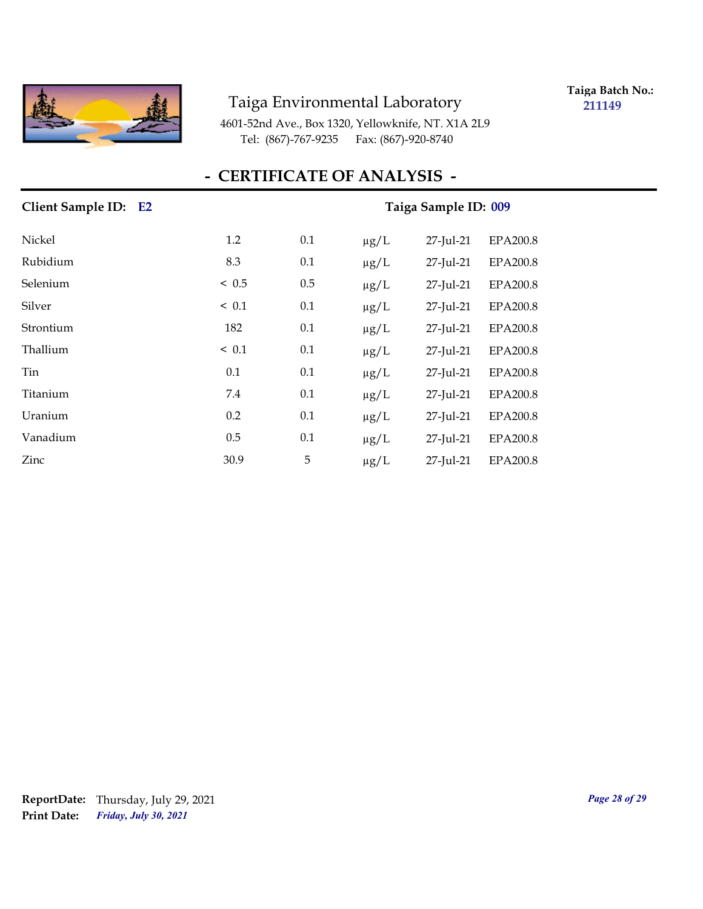Taiga Environmental Laboratory

4601-52nd Ave., Box 1320, Yellowknife, NT. X1A 2L9
Tel: (867)-767-9235 Fax: (867)-920-8740

**Taiga Batch No.:** **211149**

## - CERTIFICATE OF ANALYSIS -

**Client Sample ID:** **E2** **Taiga Sample ID:** **009**

| | | | | | |
|---|---|---|---|---|---|
| Nickel | 1.2 | 0.1 | µg/L | 27-Jul-21 | EPA200.8 |
| Rubidium | 8.3 | 0.1 | µg/L | 27-Jul-21 | EPA200.8 |
| Selenium | < 0.5 | 0.5 | µg/L | 27-Jul-21 | EPA200.8 |
| Silver | < 0.1 | 0.1 | µg/L | 27-Jul-21 | EPA200.8 |
| Strontium | 182 | 0.1 | µg/L | 27-Jul-21 | EPA200.8 |
| Thallium | < 0.1 | 0.1 | µg/L | 27-Jul-21 | EPA200.8 |
| Tin | 0.1 | 0.1 | µg/L | 27-Jul-21 | EPA200.8 |
| Titanium | 7.4 | 0.1 | µg/L | 27-Jul-21 | EPA200.8 |
| Uranium | 0.2 | 0.1 | µg/L | 27-Jul-21 | EPA200.8 |
| Vanadium | 0.5 | 0.1 | µg/L | 27-Jul-21 | EPA200.8 |
| Zinc | 30.9 | 5 | µg/L | 27-Jul-21 | EPA200.8 |

**ReportDate:** Thursday, July 29, 2021
**Print Date:** ***Friday, July 30, 2021***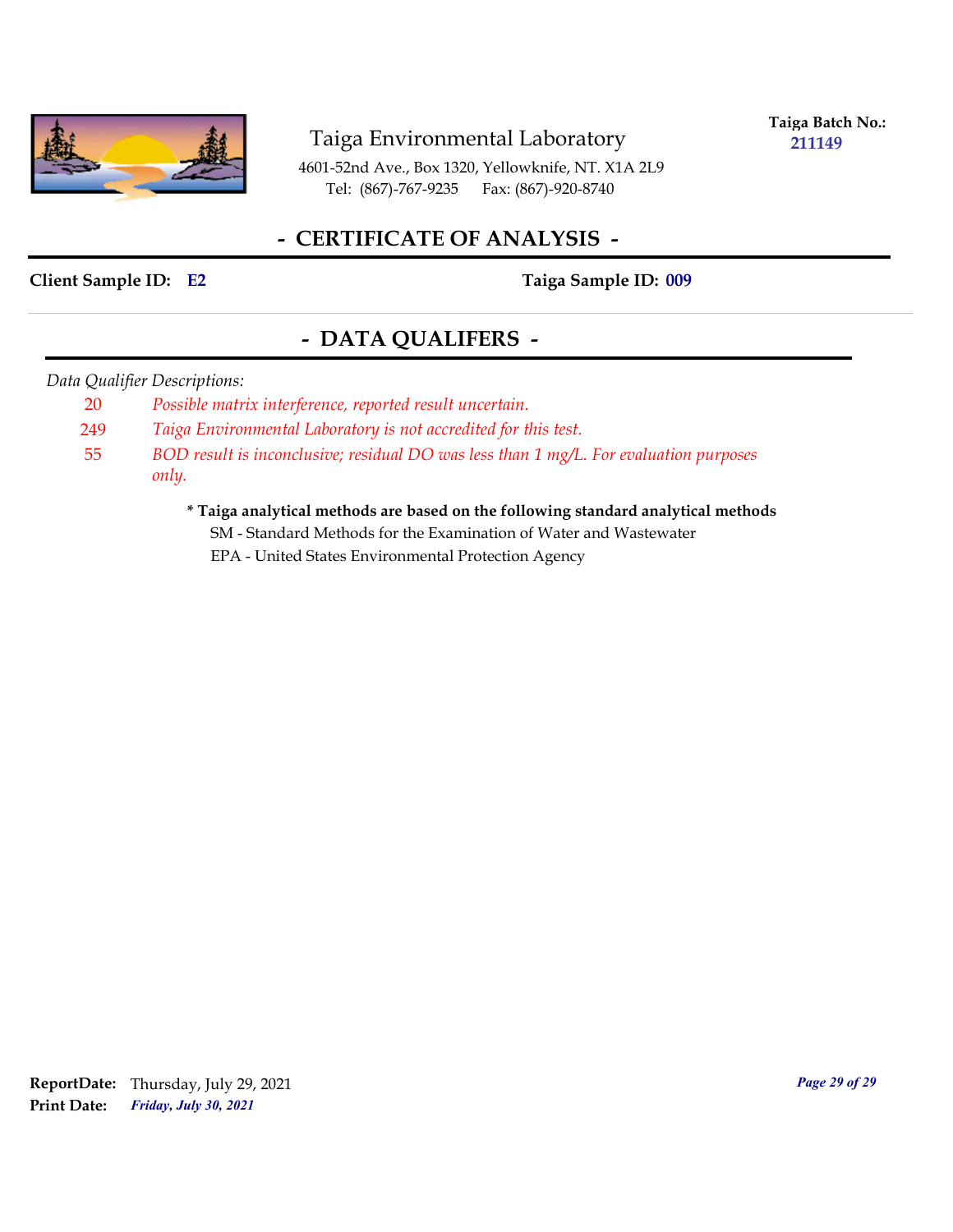Taiga Environmental Laboratory

4601-52nd Ave., Box 1320, Yellowknife, NT. X1A 2L9
Tel: (867)-767-9235 Fax: (867)-920-8740

**Taiga Batch No.:** **211149**

## - CERTIFICATE OF ANALYSIS -

**Client Sample ID:** **E2** **Taiga Sample ID:** **009**

## - DATA QUALIFERS -

*Data Qualifier Descriptions:*

| | |
|---|---|
| 20 | *Possible matrix interference, reported result uncertain.* |
| 249 | *Taiga Environmental Laboratory is not accredited for this test.* |
| 55 | *BOD result is inconclusive; residual DO was less than 1 mg/L. For evaluation purposes only.* |

**\* Taiga analytical methods are based on the following standard analytical methods**

SM - Standard Methods for the Examination of Water and Wastewater

EPA - United States Environmental Protection Agency

**ReportDate:** Thursday, July 29, 2021
**Print Date:** ***Friday, July 30, 2021***